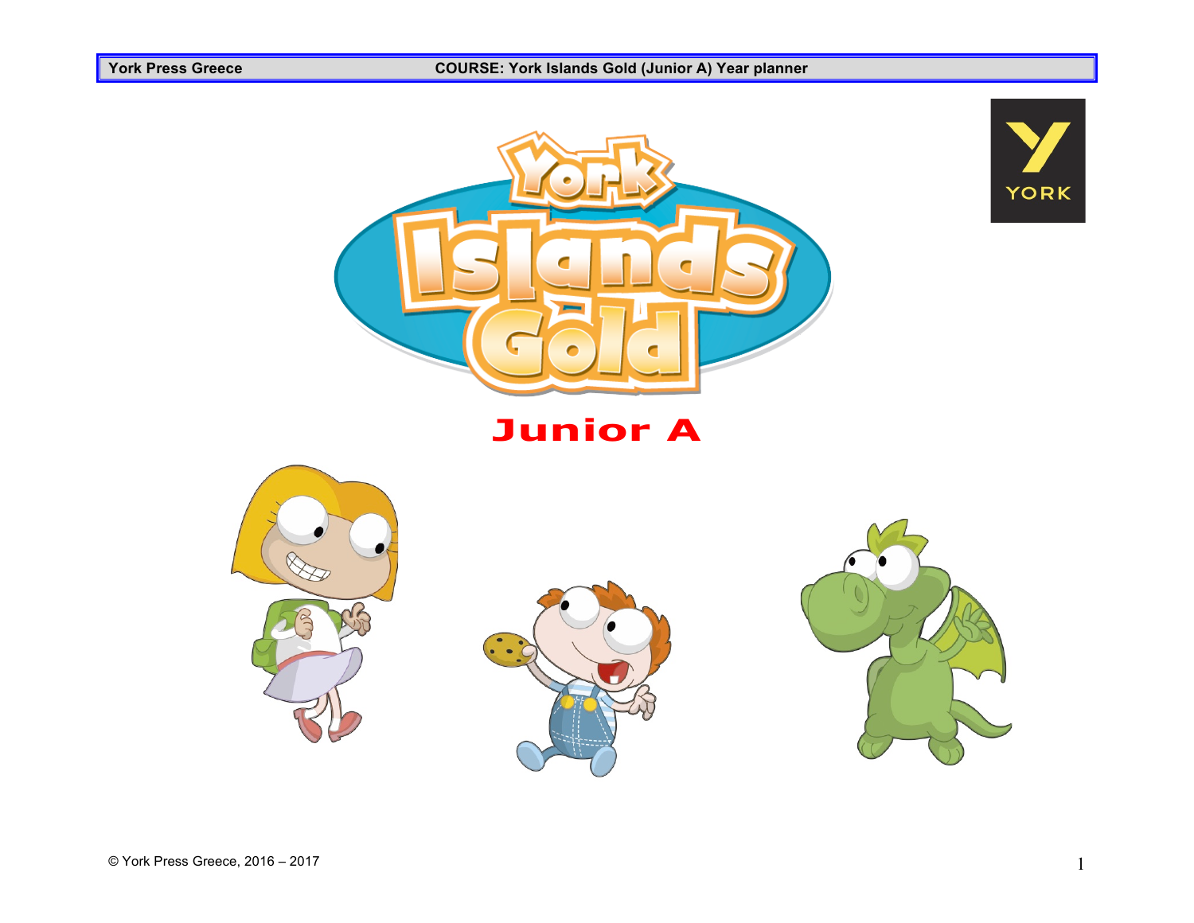# York Islands Gold

## Junior A

© York Press Greece, 2016 – 2017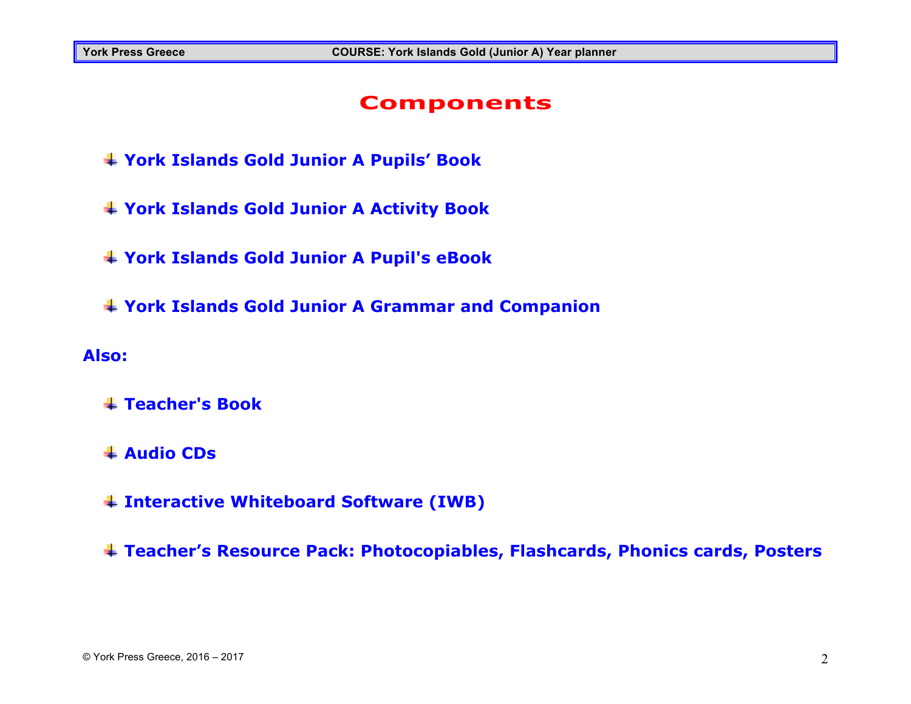# Components

- **York Islands Gold Junior A Pupils' Book**
- **York Islands Gold Junior A Activity Book**
- **York Islands Gold Junior A Pupil's eBook**
- **York Islands Gold Junior A Grammar and Companion**

**Also:**

- **Teacher's Book**
- **Audio CDs**
- **Interactive Whiteboard Software (IWB)**
- **Teacher's Resource Pack: Photocopiables, Flashcards, Phonics cards, Posters**

© York Press Greece, 2016 – 2017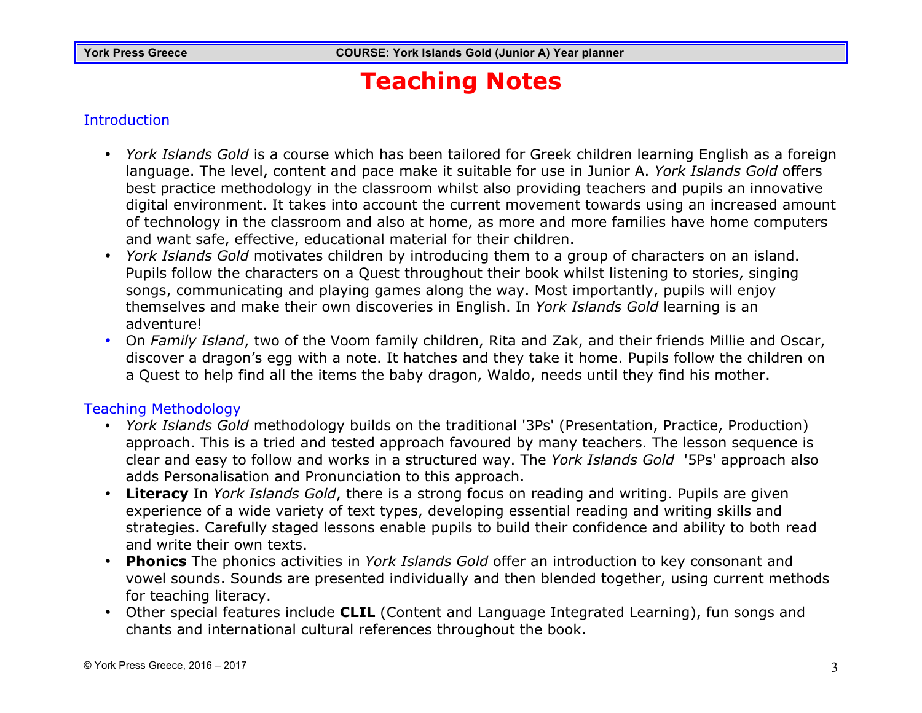# Teaching Notes

## Introduction

- *York Islands Gold* is a course which has been tailored for Greek children learning English as a foreign language. The level, content and pace make it suitable for use in Junior A. *York Islands Gold* offers best practice methodology in the classroom whilst also providing teachers and pupils an innovative digital environment. It takes into account the current movement towards using an increased amount of technology in the classroom and also at home, as more and more families have home computers and want safe, effective, educational material for their children.
- *York Islands Gold* motivates children by introducing them to a group of characters on an island. Pupils follow the characters on a Quest throughout their book whilst listening to stories, singing songs, communicating and playing games along the way. Most importantly, pupils will enjoy themselves and make their own discoveries in English. In *York Islands Gold* learning is an adventure!
- On *Family Island*, two of the Voom family children, Rita and Zak, and their friends Millie and Oscar, discover a dragon's egg with a note. It hatches and they take it home. Pupils follow the children on a Quest to help find all the items the baby dragon, Waldo, needs until they find his mother.

## Teaching Methodology

- *York Islands Gold* methodology builds on the traditional '3Ps' (Presentation, Practice, Production) approach. This is a tried and tested approach favoured by many teachers. The lesson sequence is clear and easy to follow and works in a structured way. The *York Islands Gold* '5Ps' approach also adds Personalisation and Pronunciation to this approach.
- **Literacy** In *York Islands Gold*, there is a strong focus on reading and writing. Pupils are given experience of a wide variety of text types, developing essential reading and writing skills and strategies. Carefully staged lessons enable pupils to build their confidence and ability to both read and write their own texts.
- **Phonics** The phonics activities in *York Islands Gold* offer an introduction to key consonant and vowel sounds. Sounds are presented individually and then blended together, using current methods for teaching literacy.
- Other special features include **CLIL** (Content and Language Integrated Learning), fun songs and chants and international cultural references throughout the book.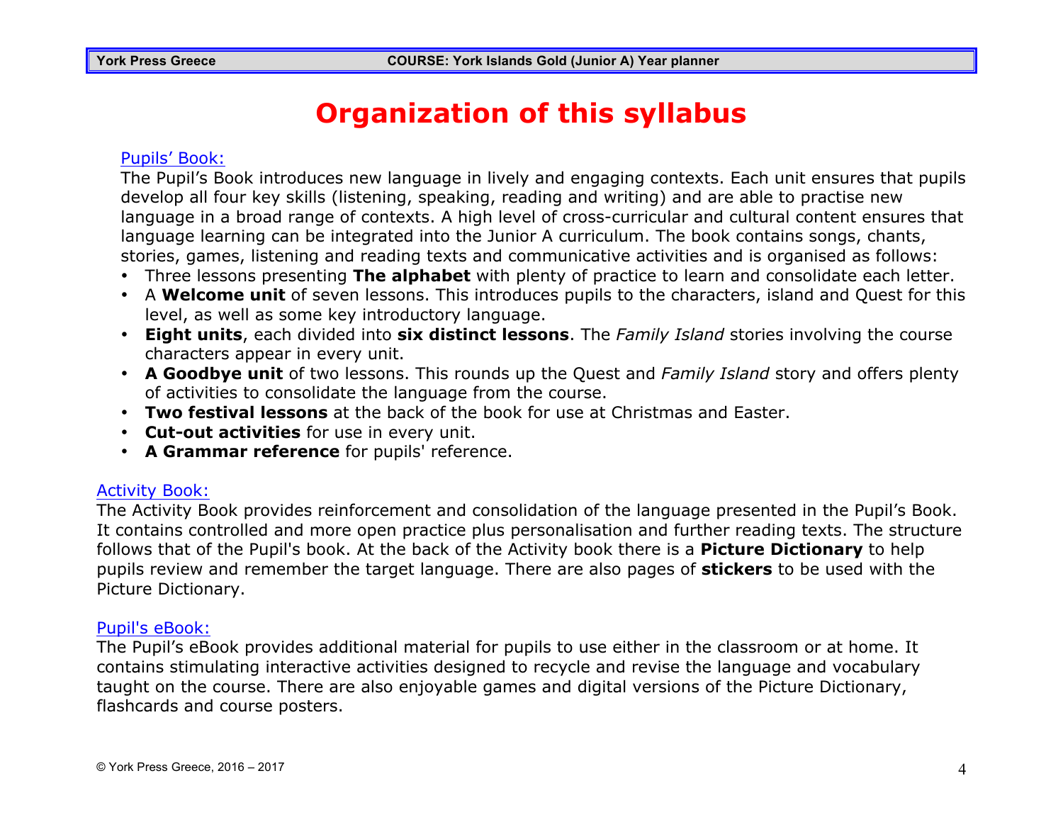# Organization of this syllabus

Pupils' Book:

The Pupil's Book introduces new language in lively and engaging contexts. Each unit ensures that pupils develop all four key skills (listening, speaking, reading and writing) and are able to practise new language in a broad range of contexts. A high level of cross-curricular and cultural content ensures that language learning can be integrated into the Junior A curriculum. The book contains songs, chants, stories, games, listening and reading texts and communicative activities and is organised as follows:

- Three lessons presenting **The alphabet** with plenty of practice to learn and consolidate each letter.
- A **Welcome unit** of seven lessons. This introduces pupils to the characters, island and Quest for this level, as well as some key introductory language.
- **Eight units**, each divided into **six distinct lessons**. The *Family Island* stories involving the course characters appear in every unit.
- **A Goodbye unit** of two lessons. This rounds up the Quest and *Family Island* story and offers plenty of activities to consolidate the language from the course.
- **Two festival lessons** at the back of the book for use at Christmas and Easter.
- **Cut-out activities** for use in every unit.
- **A Grammar reference** for pupils' reference.

Activity Book:

The Activity Book provides reinforcement and consolidation of the language presented in the Pupil's Book. It contains controlled and more open practice plus personalisation and further reading texts. The structure follows that of the Pupil's book. At the back of the Activity book there is a **Picture Dictionary** to help pupils review and remember the target language. There are also pages of **stickers** to be used with the Picture Dictionary.

Pupil's eBook:

The Pupil's eBook provides additional material for pupils to use either in the classroom or at home. It contains stimulating interactive activities designed to recycle and revise the language and vocabulary taught on the course. There are also enjoyable games and digital versions of the Picture Dictionary, flashcards and course posters.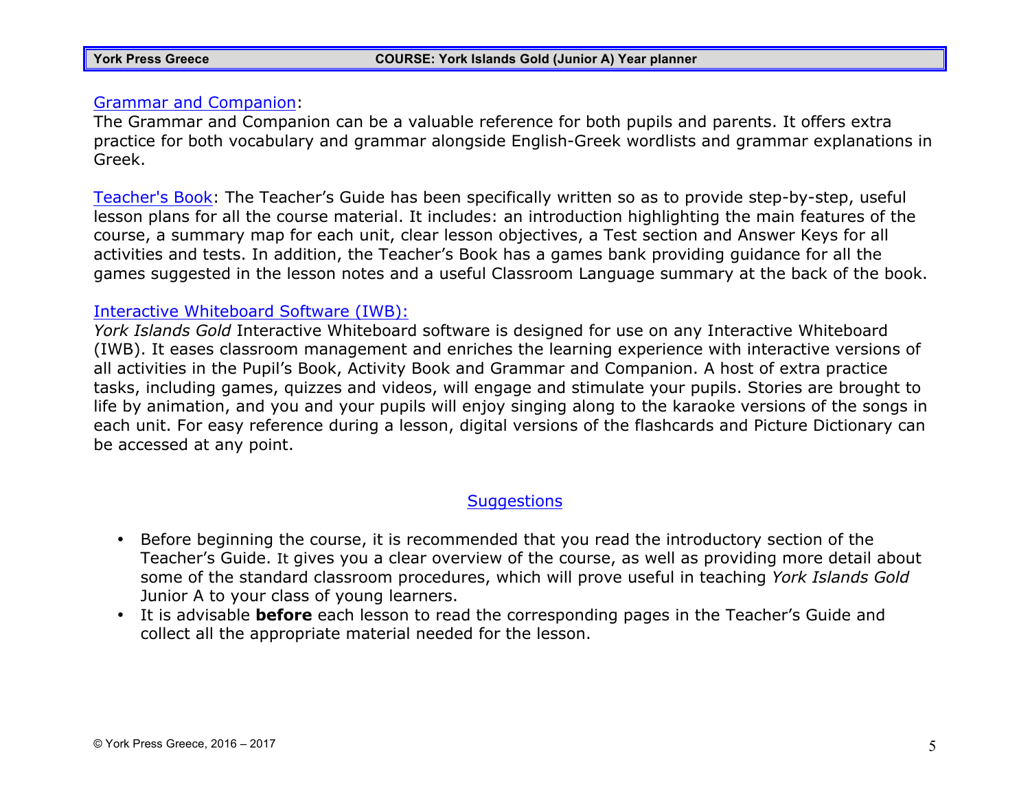Grammar and Companion:
The Grammar and Companion can be a valuable reference for both pupils and parents. It offers extra practice for both vocabulary and grammar alongside English-Greek wordlists and grammar explanations in Greek.

Teacher's Book: The Teacher's Guide has been specifically written so as to provide step-by-step, useful lesson plans for all the course material. It includes: an introduction highlighting the main features of the course, a summary map for each unit, clear lesson objectives, a Test section and Answer Keys for all activities and tests. In addition, the Teacher's Book has a games bank providing guidance for all the games suggested in the lesson notes and a useful Classroom Language summary at the back of the book.

Interactive Whiteboard Software (IWB):
*York Islands Gold* Interactive Whiteboard software is designed for use on any Interactive Whiteboard (IWB). It eases classroom management and enriches the learning experience with interactive versions of all activities in the Pupil's Book, Activity Book and Grammar and Companion. A host of extra practice tasks, including games, quizzes and videos, will engage and stimulate your pupils. Stories are brought to life by animation, and you and your pupils will enjoy singing along to the karaoke versions of the songs in each unit. For easy reference during a lesson, digital versions of the flashcards and Picture Dictionary can be accessed at any point.

## Suggestions

- Before beginning the course, it is recommended that you read the introductory section of the Teacher's Guide. It gives you a clear overview of the course, as well as providing more detail about some of the standard classroom procedures, which will prove useful in teaching *York Islands Gold* Junior A to your class of young learners.
- It is advisable **before** each lesson to read the corresponding pages in the Teacher's Guide and collect all the appropriate material needed for the lesson.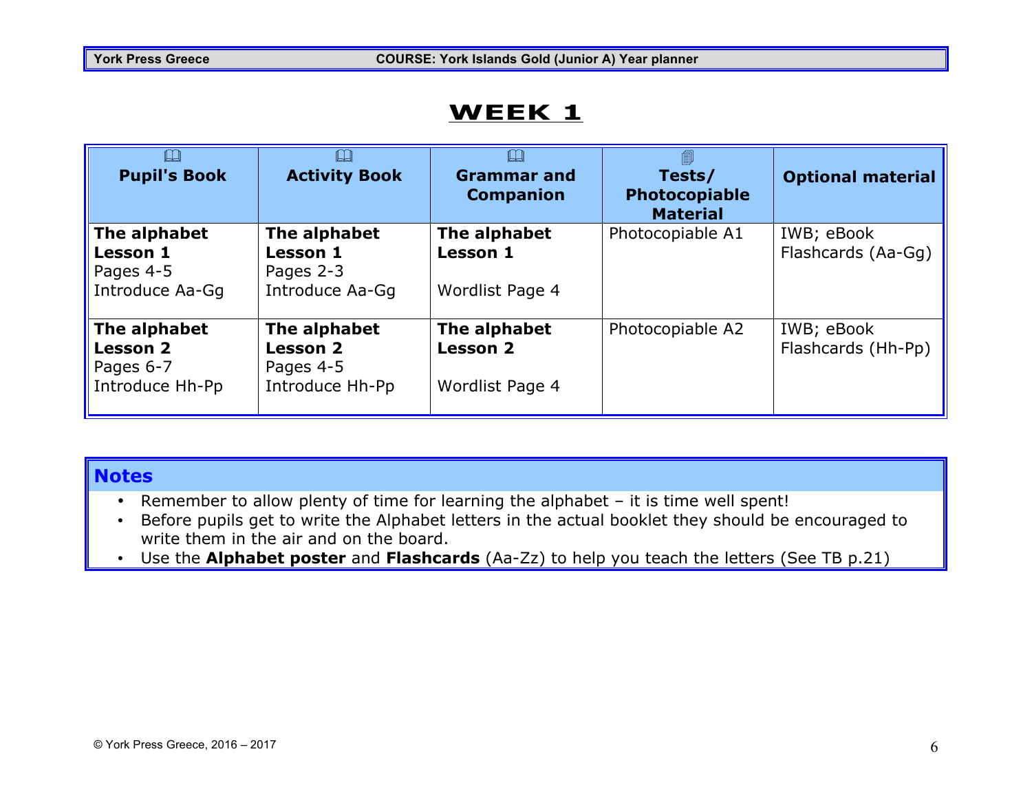# WEEK 1

| Pupil's Book | Activity Book | Grammar and Companion | Tests/ Photocopiable Material | Optional material |
|---|---|---|---|---|
| **The alphabet Lesson 1** Pages 4-5 Introduce Aa-Gg | **The alphabet Lesson 1** Pages 2-3 Introduce Aa-Gg | **The alphabet Lesson 1** Wordlist Page 4 | Photocopiable A1 | IWB; eBook Flashcards (Aa-Gg) |
| **The alphabet Lesson 2** Pages 6-7 Introduce Hh-Pp | **The alphabet Lesson 2** Pages 4-5 Introduce Hh-Pp | **The alphabet Lesson 2** Wordlist Page 4 | Photocopiable A2 | IWB; eBook Flashcards (Hh-Pp) |

## Notes

- Remember to allow plenty of time for learning the alphabet – it is time well spent!
- Before pupils get to write the Alphabet letters in the actual booklet they should be encouraged to write them in the air and on the board.
- Use the **Alphabet poster** and **Flashcards** (Aa-Zz) to help you teach the letters (See TB p.21)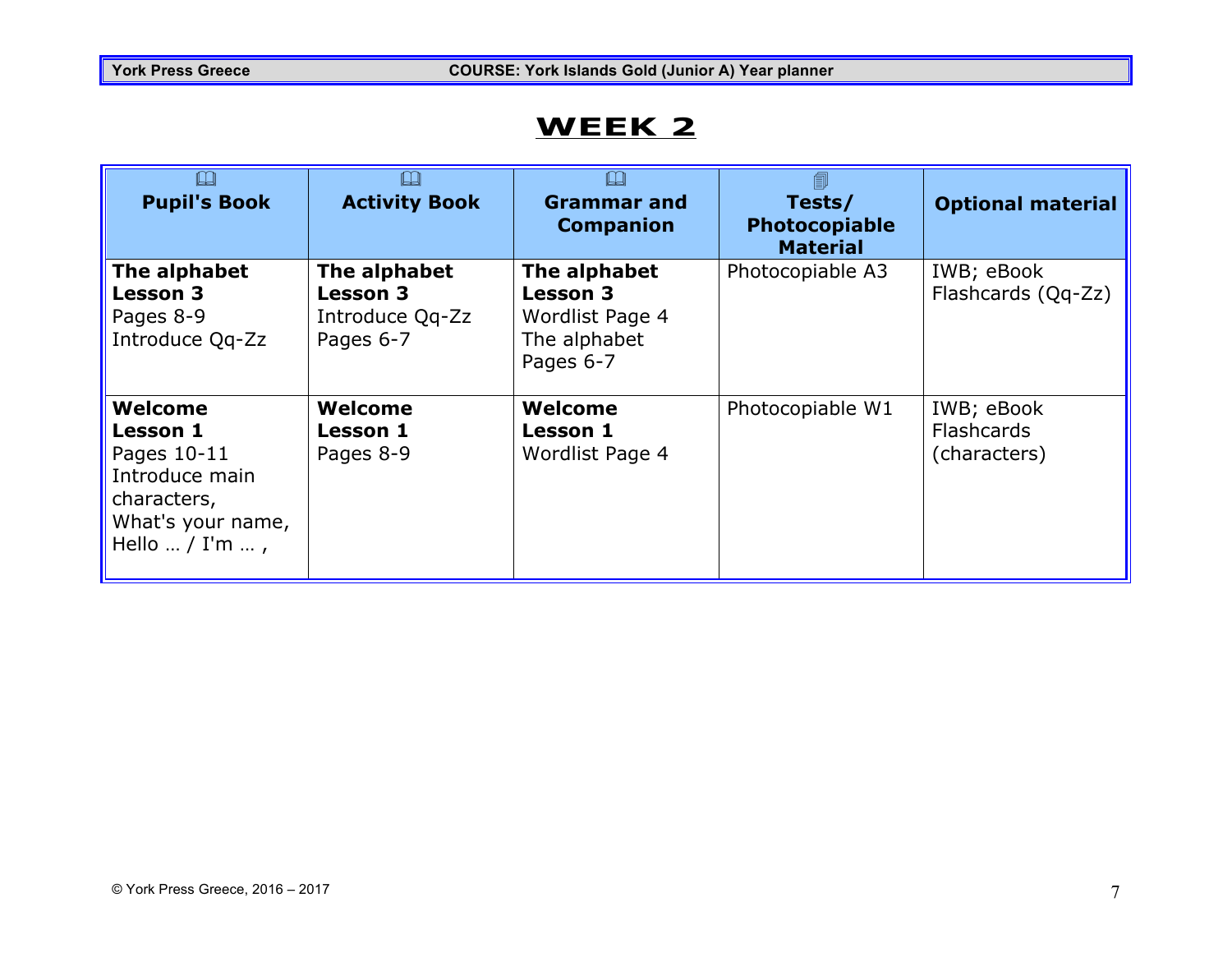# WEEK 2

| Pupil's Book | Activity Book | Grammar and Companion | Tests/ Photocopiable Material | Optional material |
|---|---|---|---|---|
| **The alphabet**<br>**Lesson 3**<br>Pages 8-9<br>Introduce Qq-Zz | **The alphabet**<br>**Lesson 3**<br>Introduce Qq-Zz<br>Pages 6-7 | **The alphabet**<br>**Lesson 3**<br>Wordlist Page 4<br>The alphabet<br>Pages 6-7 | Photocopiable A3 | IWB; eBook<br>Flashcards (Qq-Zz) |
| **Welcome**<br>**Lesson 1**<br>Pages 10-11<br>Introduce main characters,<br>What's your name,<br>Hello … / I'm … , | **Welcome**<br>**Lesson 1**<br>Pages 8-9 | **Welcome**<br>**Lesson 1**<br>Wordlist Page 4 | Photocopiable W1 | IWB; eBook<br>Flashcards (characters) |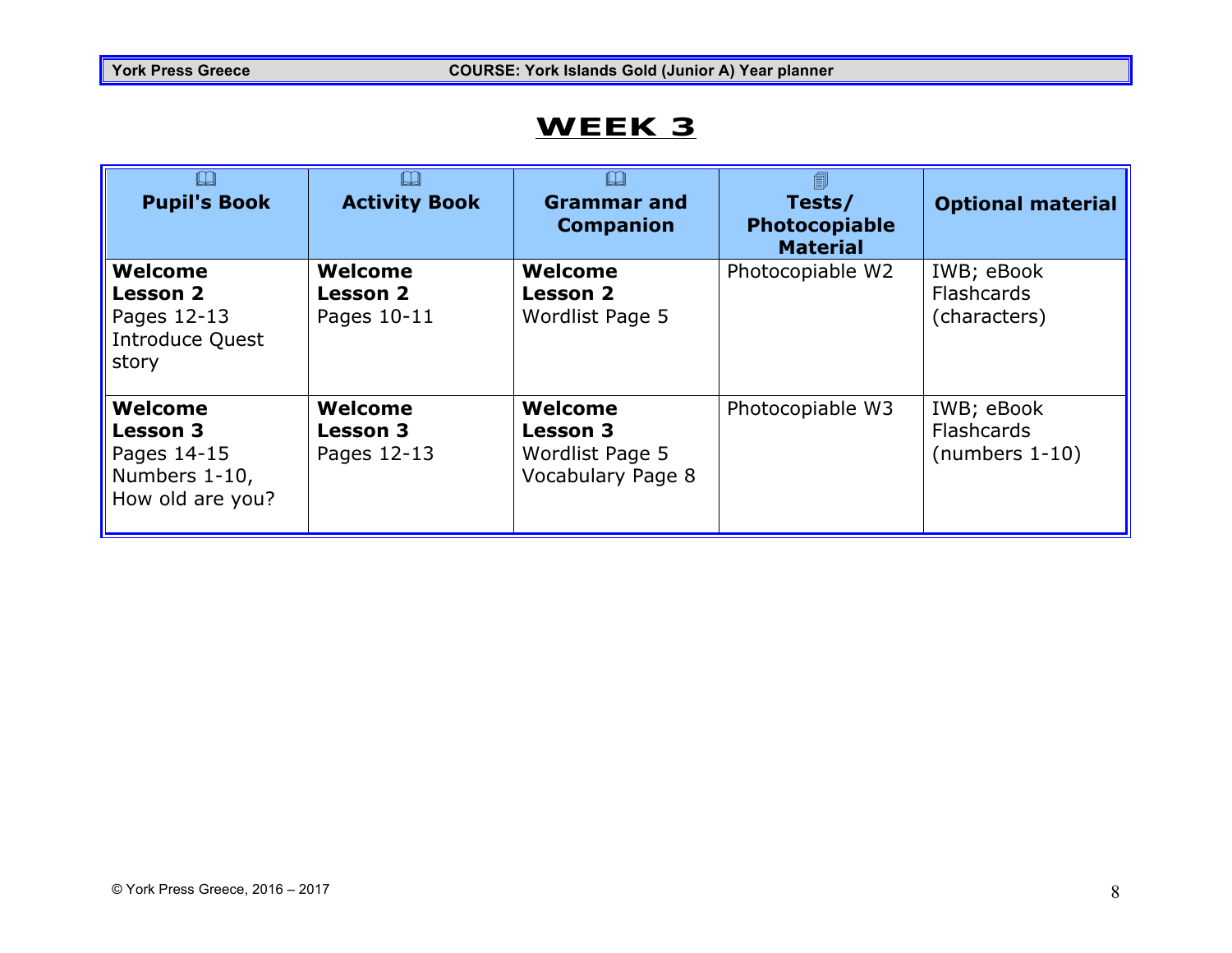# WEEK 3

| Pupil's Book | Activity Book | Grammar and Companion | Tests/ Photocopiable Material | Optional material |
|---|---|---|---|---|
| **Welcome Lesson 2** Pages 12-13 Introduce Quest story | **Welcome Lesson 2** Pages 10-11 | **Welcome Lesson 2** Wordlist Page 5 | Photocopiable W2 | IWB; eBook Flashcards (characters) |
| **Welcome Lesson 3** Pages 14-15 Numbers 1-10, How old are you? | **Welcome Lesson 3** Pages 12-13 | **Welcome Lesson 3** Wordlist Page 5 Vocabulary Page 8 | Photocopiable W3 | IWB; eBook Flashcards (numbers 1-10) |

© York Press Greece, 2016 – 2017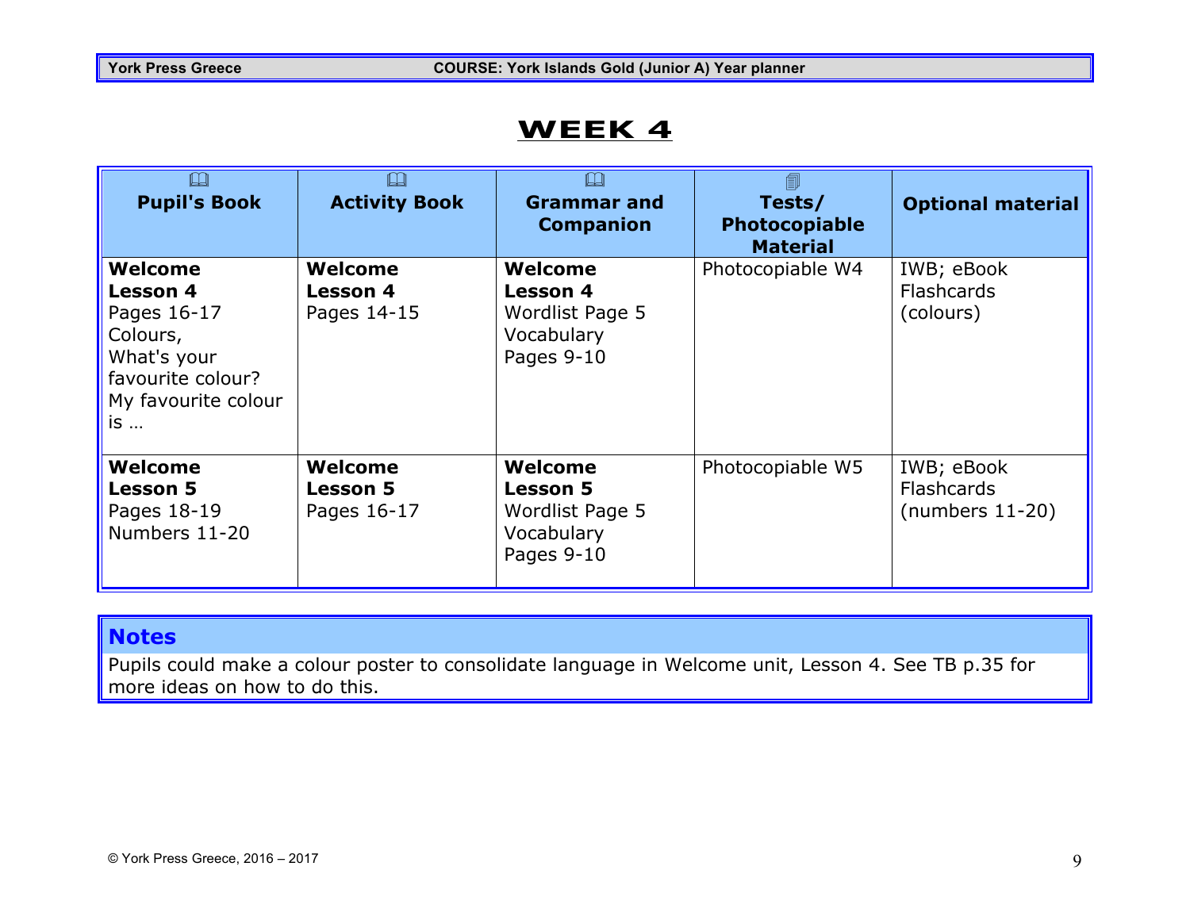# WEEK 4

| Pupil's Book | Activity Book | Grammar and Companion | Tests/ Photocopiable Material | Optional material |
| --- | --- | --- | --- | --- |
| **Welcome Lesson 4** Pages 16-17 Colours, What's your favourite colour? My favourite colour is … | **Welcome Lesson 4** Pages 14-15 | **Welcome Lesson 4** Wordlist Page 5 Vocabulary Pages 9-10 | Photocopiable W4 | IWB; eBook Flashcards (colours) |
| **Welcome Lesson 5** Pages 18-19 Numbers 11-20 | **Welcome Lesson 5** Pages 16-17 | **Welcome Lesson 5** Wordlist Page 5 Vocabulary Pages 9-10 | Photocopiable W5 | IWB; eBook Flashcards (numbers 11-20) |

## Notes

Pupils could make a colour poster to consolidate language in Welcome unit, Lesson 4. See TB p.35 for more ideas on how to do this.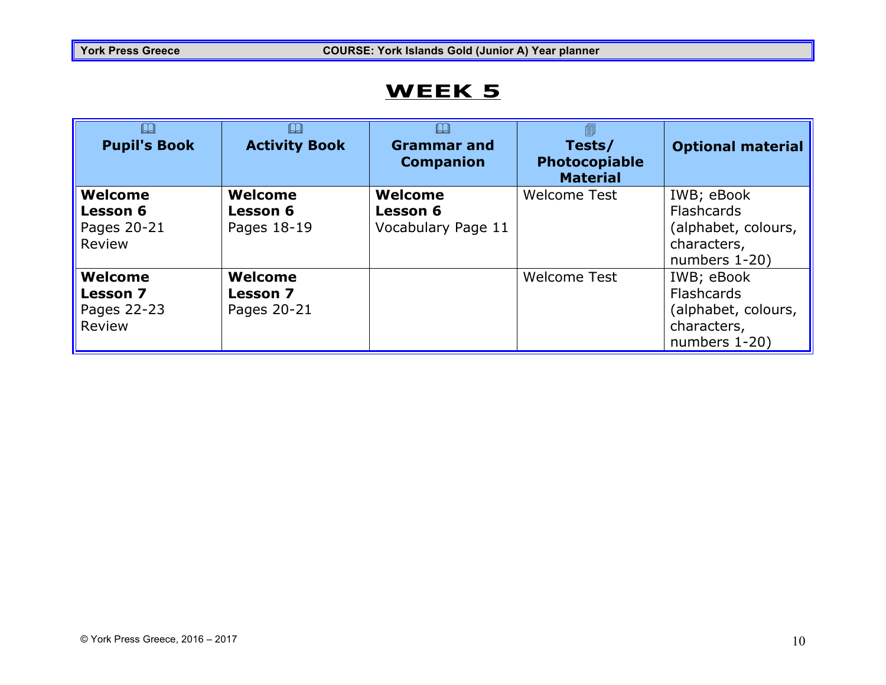# WEEK 5

| Pupil's Book | Activity Book | Grammar and Companion | Tests/ Photocopiable Material | Optional material |
|---|---|---|---|---|
| **Welcome Lesson 6** Pages 20-21 Review | **Welcome Lesson 6** Pages 18-19 | **Welcome Lesson 6** Vocabulary Page 11 | Welcome Test | IWB; eBook Flashcards (alphabet, colours, characters, numbers 1-20) |
| **Welcome Lesson 7** Pages 22-23 Review | **Welcome Lesson 7** Pages 20-21 | | Welcome Test | IWB; eBook Flashcards (alphabet, colours, characters, numbers 1-20) |

© York Press Greece, 2016 – 2017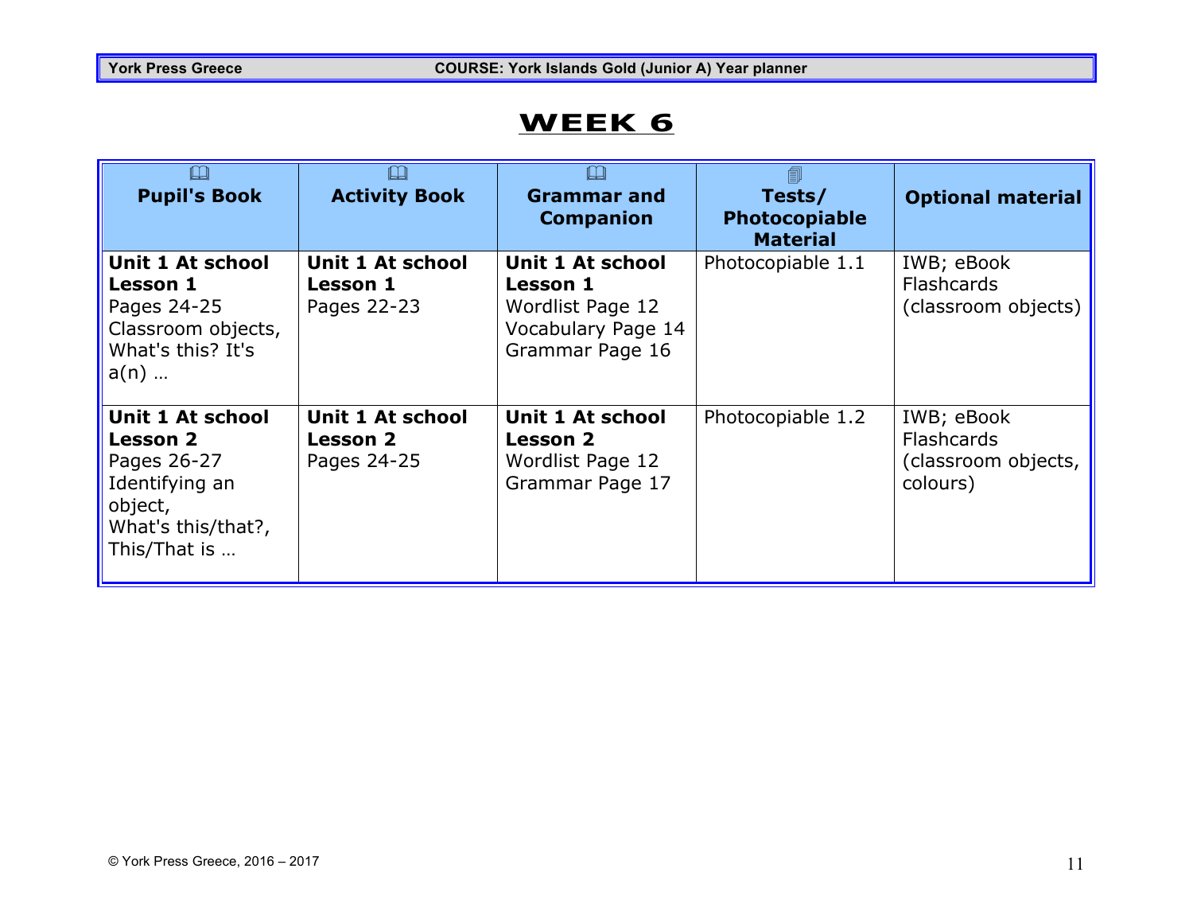# WEEK 6

| Pupil's Book | Activity Book | Grammar and Companion | Tests/ Photocopiable Material | Optional material |
|---|---|---|---|---|
| **Unit 1 At school** **Lesson 1** Pages 24-25 Classroom objects, What's this? It's a(n) … | **Unit 1 At school** **Lesson 1** Pages 22-23 | **Unit 1 At school** **Lesson 1** Wordlist Page 12 Vocabulary Page 14 Grammar Page 16 | Photocopiable 1.1 | IWB; eBook Flashcards (classroom objects) |
| **Unit 1 At school** **Lesson 2** Pages 26-27 Identifying an object, What's this/that?, This/That is … | **Unit 1 At school** **Lesson 2** Pages 24-25 | **Unit 1 At school** **Lesson 2** Wordlist Page 12 Grammar Page 17 | Photocopiable 1.2 | IWB; eBook Flashcards (classroom objects, colours) |

© York Press Greece, 2016 – 2017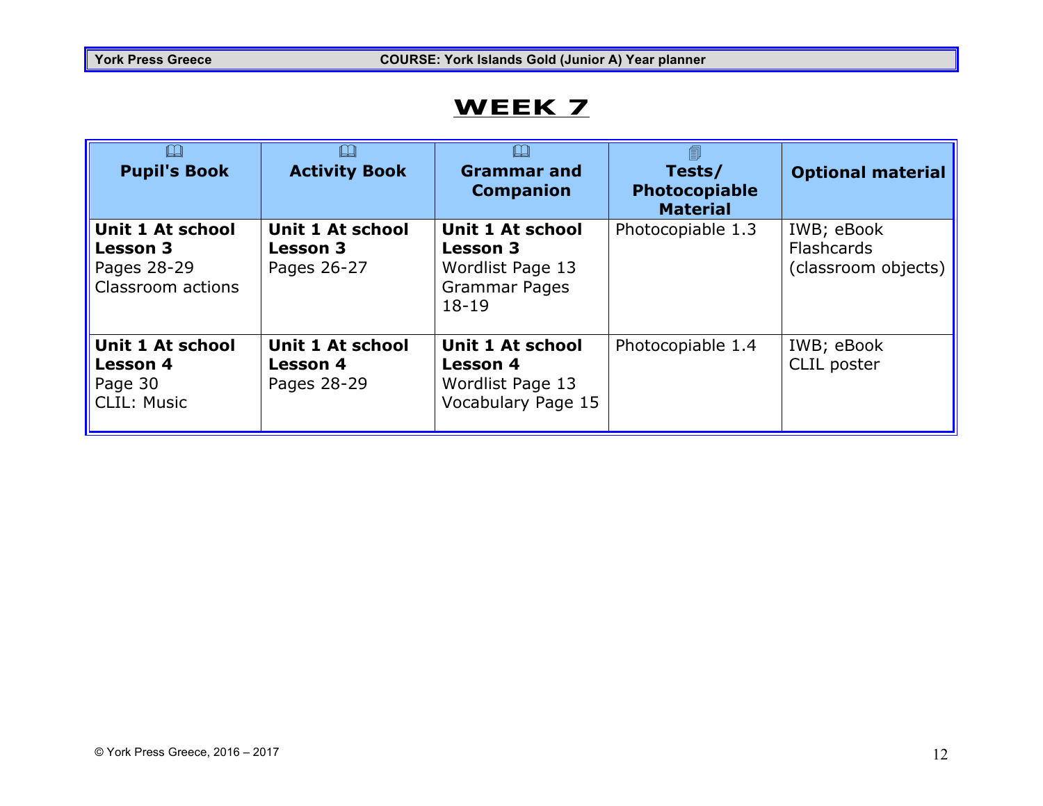# WEEK 7

| Pupil's Book | Activity Book | Grammar and Companion | Tests/ Photocopiable Material | Optional material |
|---|---|---|---|---|
| **Unit 1 At school**<br>**Lesson 3**<br>Pages 28-29<br>Classroom actions | **Unit 1 At school**<br>**Lesson 3**<br>Pages 26-27 | **Unit 1 At school**<br>**Lesson 3**<br>Wordlist Page 13<br>Grammar Pages 18-19 | Photocopiable 1.3 | IWB; eBook<br>Flashcards (classroom objects) |
| **Unit 1 At school**<br>**Lesson 4**<br>Page 30<br>CLIL: Music | **Unit 1 At school**<br>**Lesson 4**<br>Pages 28-29 | **Unit 1 At school**<br>**Lesson 4**<br>Wordlist Page 13<br>Vocabulary Page 15 | Photocopiable 1.4 | IWB; eBook<br>CLIL poster |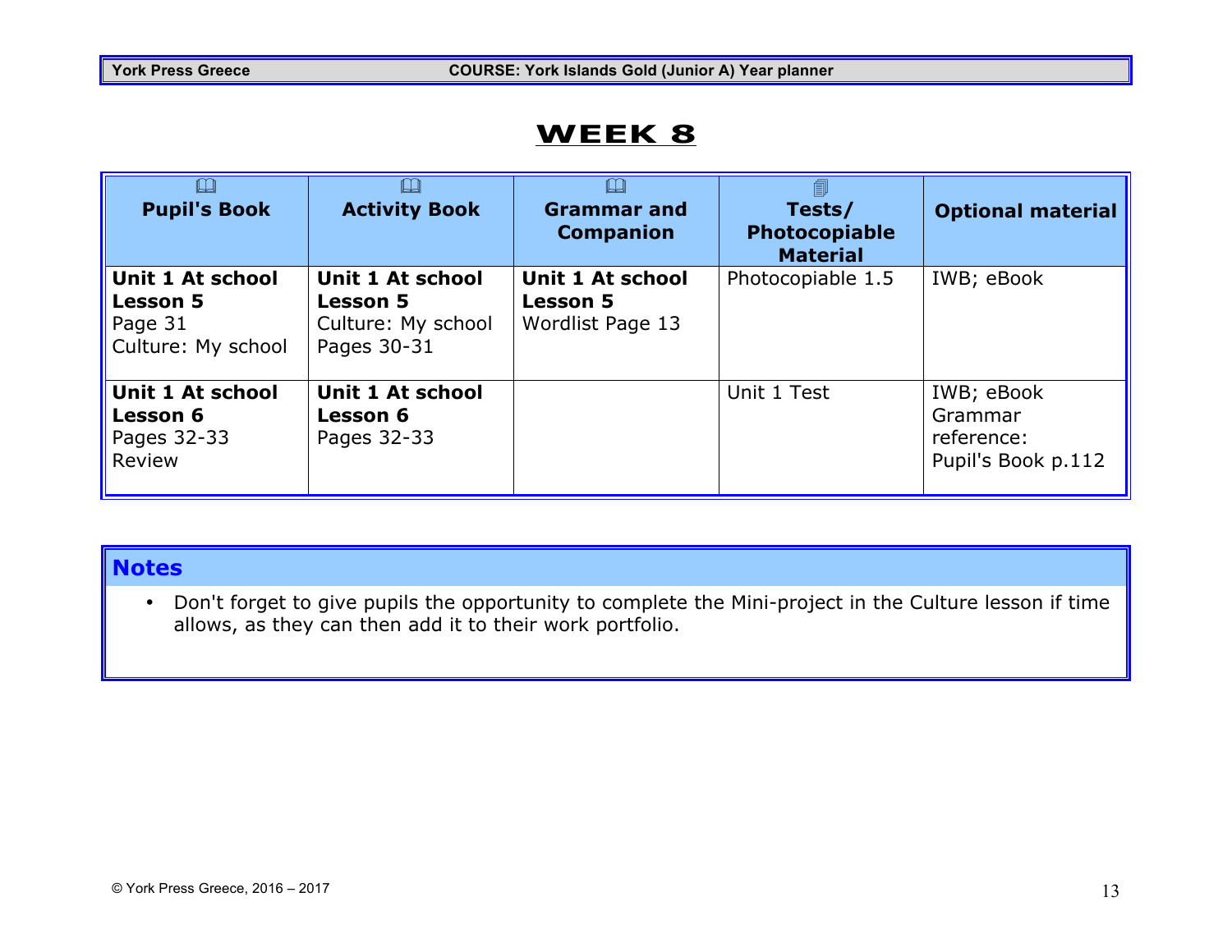# WEEK 8

| Pupil's Book | Activity Book | Grammar and Companion | Tests/ Photocopiable Material | Optional material |
|---|---|---|---|---|
| **Unit 1 At school** **Lesson 5** Page 31 Culture: My school | **Unit 1 At school** **Lesson 5** Culture: My school Pages 30-31 | **Unit 1 At school** **Lesson 5** Wordlist Page 13 | Photocopiable 1.5 | IWB; eBook |
| **Unit 1 At school** **Lesson 6** Pages 32-33 Review | **Unit 1 At school** **Lesson 6** Pages 32-33 | | Unit 1 Test | IWB; eBook Grammar reference: Pupil's Book p.112 |

## Notes

- Don't forget to give pupils the opportunity to complete the Mini-project in the Culture lesson if time allows, as they can then add it to their work portfolio.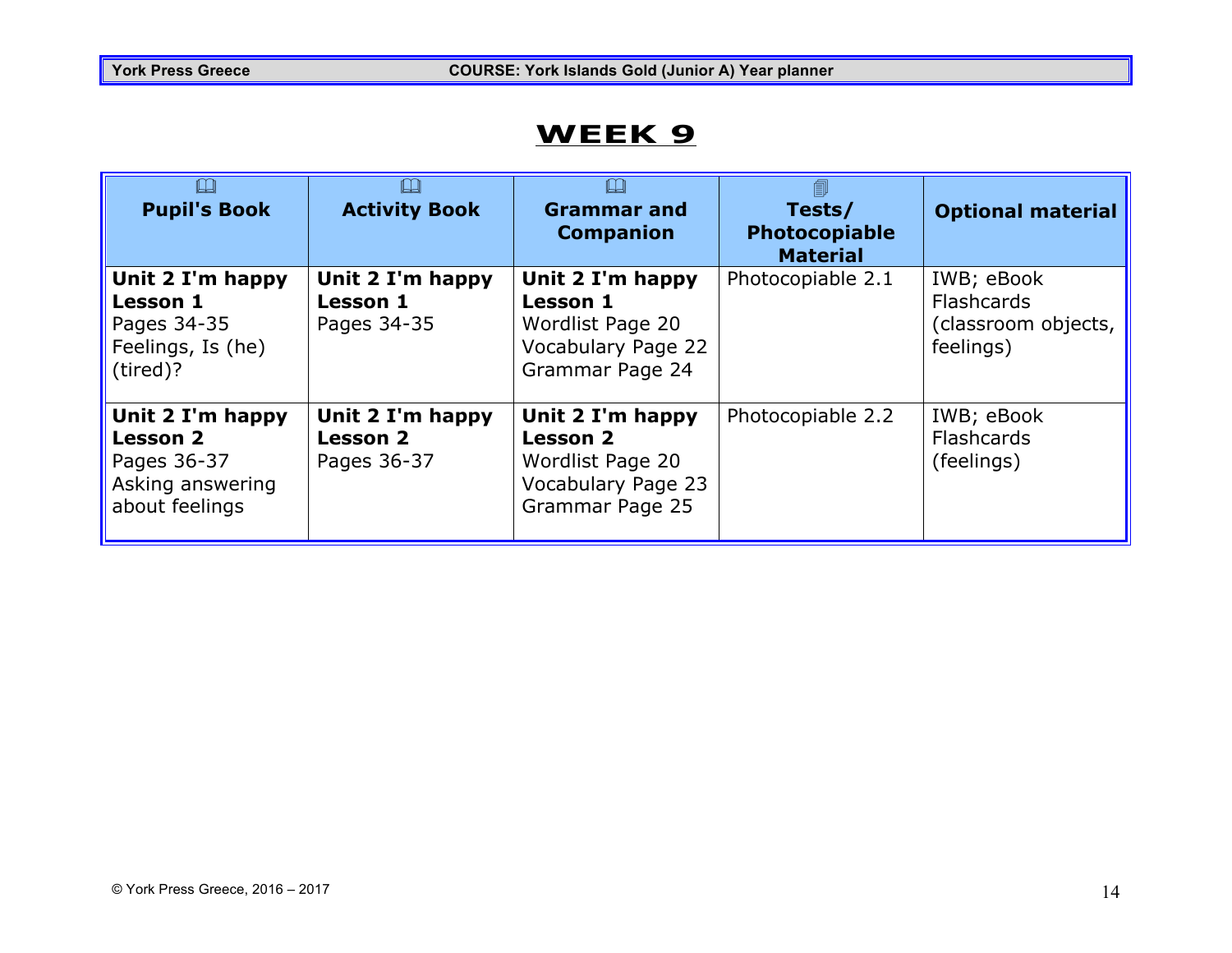# WEEK 9

| Pupil's Book | Activity Book | Grammar and Companion | Tests/ Photocopiable Material | Optional material |
|---|---|---|---|---|
| **Unit 2 I'm happy Lesson 1** Pages 34-35 Feelings, Is (he) (tired)? | **Unit 2 I'm happy Lesson 1** Pages 34-35 | **Unit 2 I'm happy Lesson 1** Wordlist Page 20 Vocabulary Page 22 Grammar Page 24 | Photocopiable 2.1 | IWB; eBook Flashcards (classroom objects, feelings) |
| **Unit 2 I'm happy Lesson 2** Pages 36-37 Asking answering about feelings | **Unit 2 I'm happy Lesson 2** Pages 36-37 | **Unit 2 I'm happy Lesson 2** Wordlist Page 20 Vocabulary Page 23 Grammar Page 25 | Photocopiable 2.2 | IWB; eBook Flashcards (feelings) |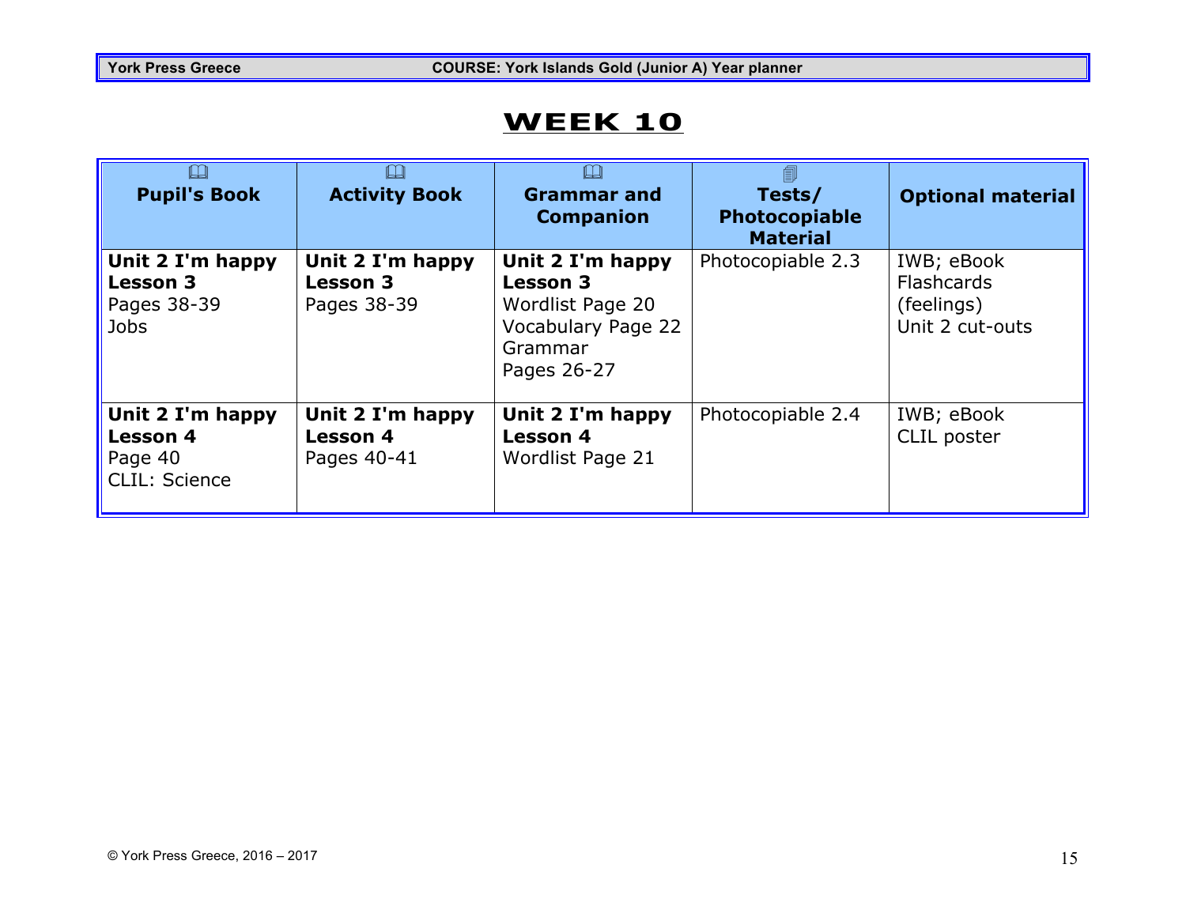# WEEK 10

| Pupil's Book | Activity Book | Grammar and Companion | Tests/ Photocopiable Material | Optional material |
|---|---|---|---|---|
| **Unit 2 I'm happy Lesson 3** Pages 38-39 Jobs | **Unit 2 I'm happy Lesson 3** Pages 38-39 | **Unit 2 I'm happy Lesson 3** Wordlist Page 20 Vocabulary Page 22 Grammar Pages 26-27 | Photocopiable 2.3 | IWB; eBook Flashcards (feelings) Unit 2 cut-outs |
| **Unit 2 I'm happy Lesson 4** Page 40 CLIL: Science | **Unit 2 I'm happy Lesson 4** Pages 40-41 | **Unit 2 I'm happy Lesson 4** Wordlist Page 21 | Photocopiable 2.4 | IWB; eBook CLIL poster |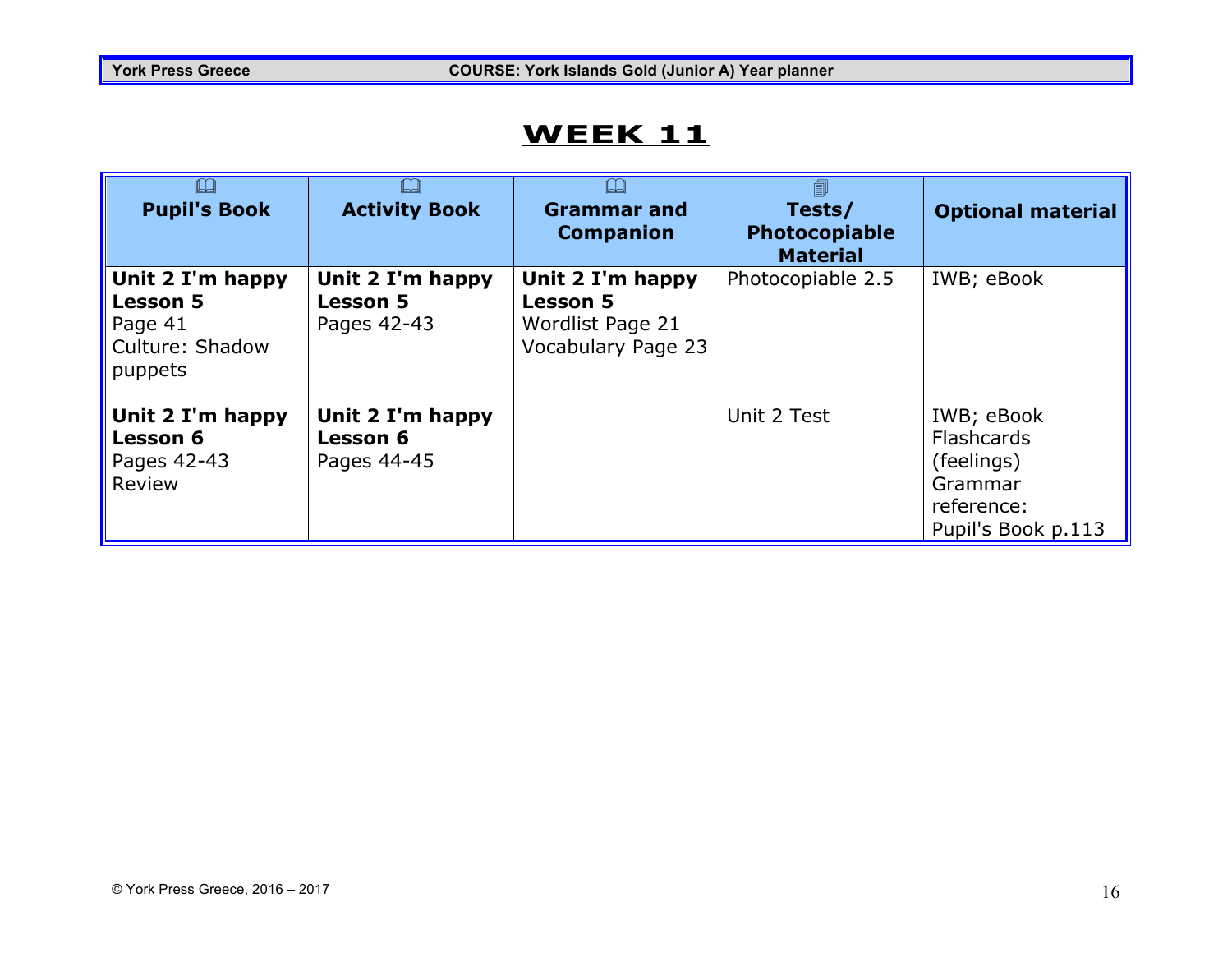# WEEK 11

| Pupil's Book | Activity Book | Grammar and Companion | Tests/ Photocopiable Material | Optional material |
|---|---|---|---|---|
| **Unit 2 I'm happy Lesson 5** Page 41 Culture: Shadow puppets | **Unit 2 I'm happy Lesson 5** Pages 42-43 | **Unit 2 I'm happy Lesson 5** Wordlist Page 21 Vocabulary Page 23 | Photocopiable 2.5 | IWB; eBook |
| **Unit 2 I'm happy Lesson 6** Pages 42-43 Review | **Unit 2 I'm happy Lesson 6** Pages 44-45 | | Unit 2 Test | IWB; eBook Flashcards (feelings) Grammar reference: Pupil's Book p.113 |

© York Press Greece, 2016 – 2017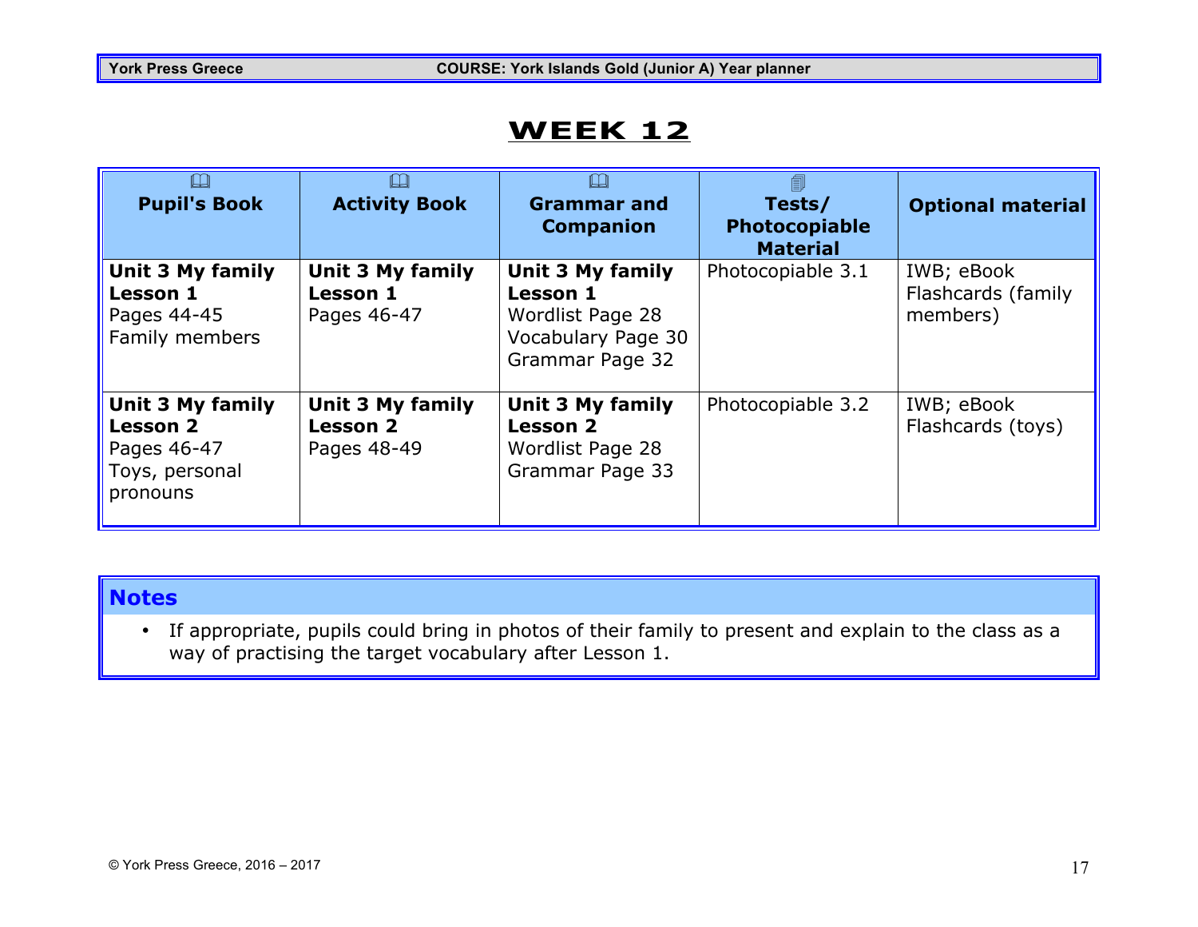# WEEK 12

| Pupil's Book | Activity Book | Grammar and Companion | Tests/ Photocopiable Material | Optional material |
|---|---|---|---|---|
| **Unit 3 My family** **Lesson 1** Pages 44-45 Family members | **Unit 3 My family** **Lesson 1** Pages 46-47 | **Unit 3 My family** **Lesson 1** Wordlist Page 28 Vocabulary Page 30 Grammar Page 32 | Photocopiable 3.1 | IWB; eBook Flashcards (family members) |
| **Unit 3 My family** **Lesson 2** Pages 46-47 Toys, personal pronouns | **Unit 3 My family** **Lesson 2** Pages 48-49 | **Unit 3 My family** **Lesson 2** Wordlist Page 28 Grammar Page 33 | Photocopiable 3.2 | IWB; eBook Flashcards (toys) |

## Notes

- If appropriate, pupils could bring in photos of their family to present and explain to the class as a way of practising the target vocabulary after Lesson 1.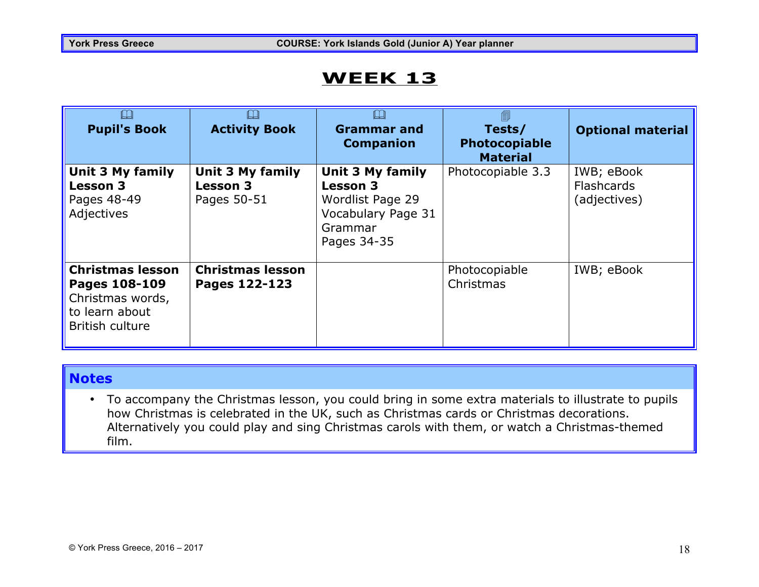# WEEK 13

| Pupil's Book | Activity Book | Grammar and Companion | Tests/ Photocopiable Material | Optional material |
|---|---|---|---|---|
| **Unit 3 My family Lesson 3** Pages 48-49 Adjectives | **Unit 3 My family Lesson 3** Pages 50-51 | **Unit 3 My family Lesson 3** Wordlist Page 29 Vocabulary Page 31 Grammar Pages 34-35 | Photocopiable 3.3 | IWB; eBook Flashcards (adjectives) |
| **Christmas lesson Pages 108-109** Christmas words, to learn about British culture | **Christmas lesson Pages 122-123** | | Photocopiable Christmas | IWB; eBook |

## Notes

- To accompany the Christmas lesson, you could bring in some extra materials to illustrate to pupils how Christmas is celebrated in the UK, such as Christmas cards or Christmas decorations. Alternatively you could play and sing Christmas carols with them, or watch a Christmas-themed film.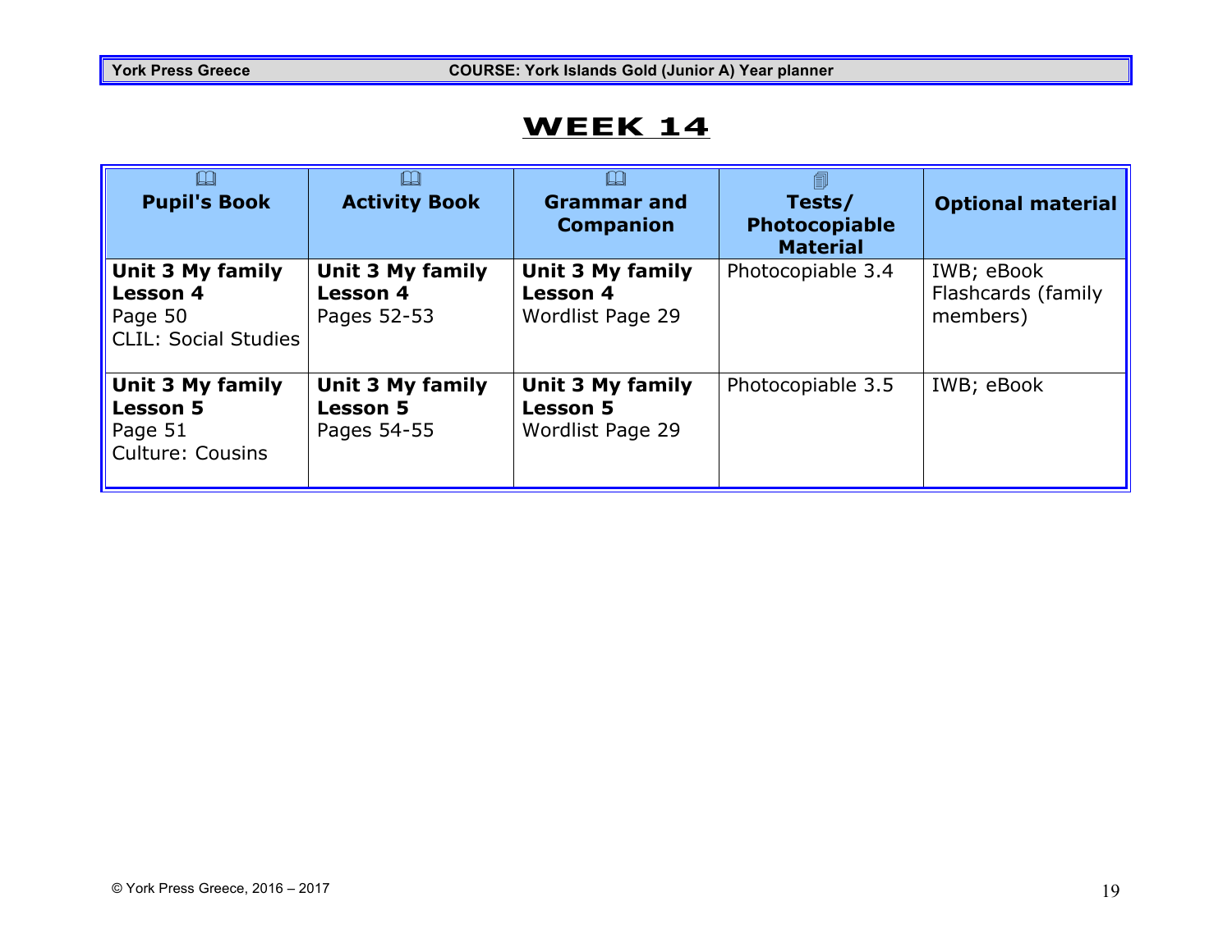# WEEK 14

| Pupil's Book | Activity Book | Grammar and Companion | Tests/ Photocopiable Material | Optional material |
|---|---|---|---|---|
| **Unit 3 My family** **Lesson 4** Page 50 CLIL: Social Studies | **Unit 3 My family** **Lesson 4** Pages 52-53 | **Unit 3 My family** **Lesson 4** Wordlist Page 29 | Photocopiable 3.4 | IWB; eBook Flashcards (family members) |
| **Unit 3 My family** **Lesson 5** Page 51 Culture: Cousins | **Unit 3 My family** **Lesson 5** Pages 54-55 | **Unit 3 My family** **Lesson 5** Wordlist Page 29 | Photocopiable 3.5 | IWB; eBook |

© York Press Greece, 2016 – 2017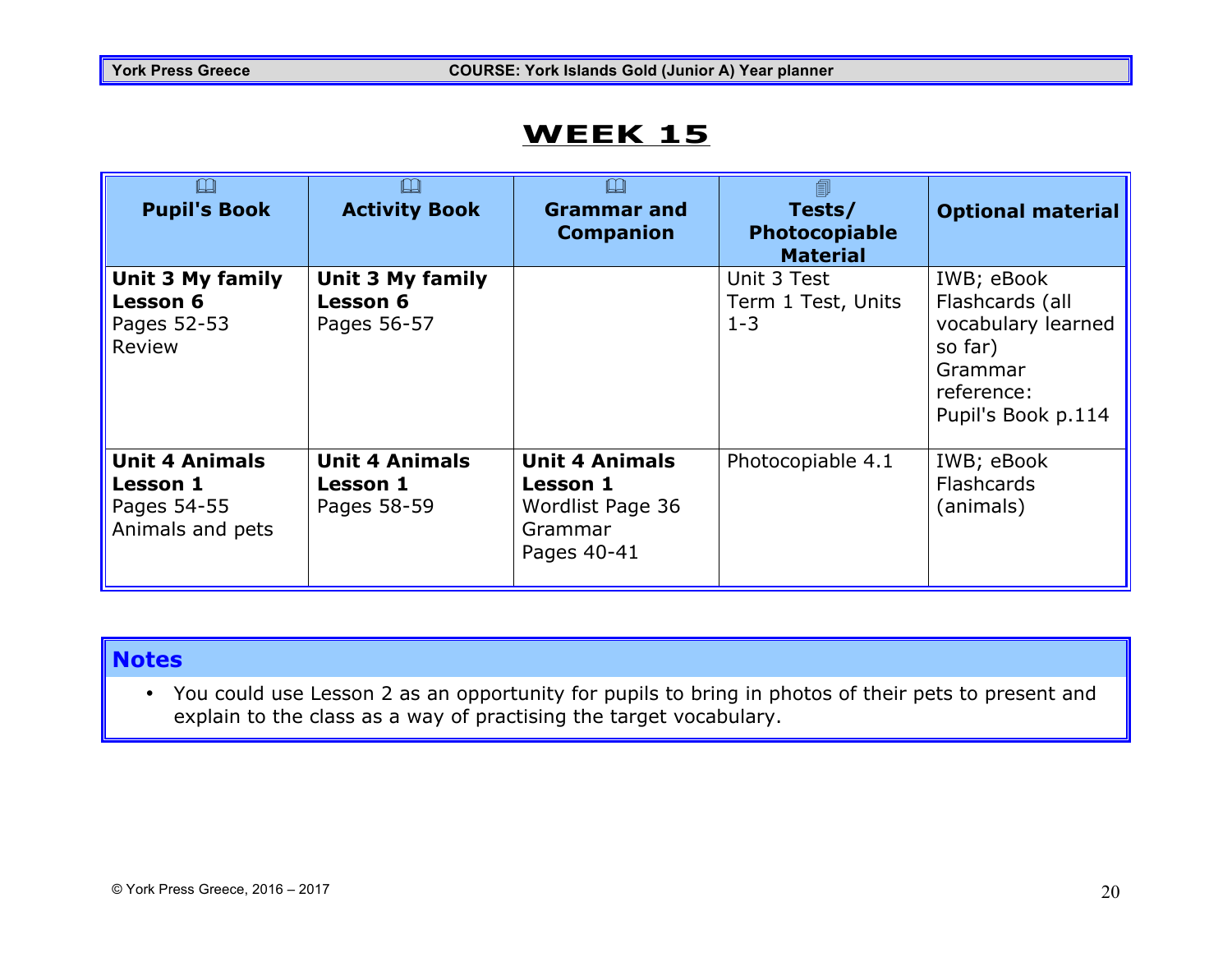# WEEK 15

| Pupil's Book | Activity Book | Grammar and Companion | Tests/ Photocopiable Material | Optional material |
|---|---|---|---|---|
| **Unit 3 My family** **Lesson 6** Pages 52-53 Review | **Unit 3 My family** **Lesson 6** Pages 56-57 | | Unit 3 Test Term 1 Test, Units 1-3 | IWB; eBook Flashcards (all vocabulary learned so far) Grammar reference: Pupil's Book p.114 |
| **Unit 4 Animals** **Lesson 1** Pages 54-55 Animals and pets | **Unit 4 Animals** **Lesson 1** Pages 58-59 | **Unit 4 Animals** **Lesson 1** Wordlist Page 36 Grammar Pages 40-41 | Photocopiable 4.1 | IWB; eBook Flashcards (animals) |

## Notes

- You could use Lesson 2 as an opportunity for pupils to bring in photos of their pets to present and explain to the class as a way of practising the target vocabulary.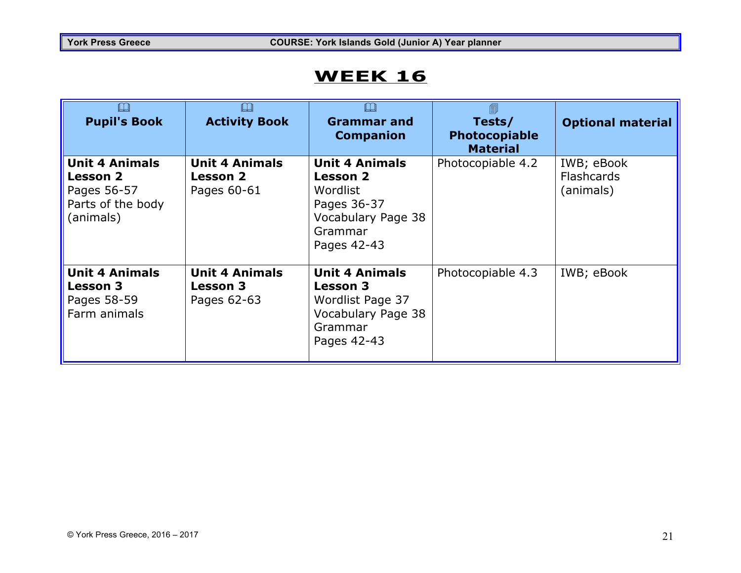# WEEK 16

| Pupil's Book | Activity Book | Grammar and Companion | Tests/ Photocopiable Material | Optional material |
|---|---|---|---|---|
| **Unit 4 Animals** **Lesson 2** Pages 56-57 Parts of the body (animals) | **Unit 4 Animals** **Lesson 2** Pages 60-61 | **Unit 4 Animals** **Lesson 2** Wordlist Pages 36-37 Vocabulary Page 38 Grammar Pages 42-43 | Photocopiable 4.2 | IWB; eBook Flashcards (animals) |
| **Unit 4 Animals** **Lesson 3** Pages 58-59 Farm animals | **Unit 4 Animals** **Lesson 3** Pages 62-63 | **Unit 4 Animals** **Lesson 3** Wordlist Page 37 Vocabulary Page 38 Grammar Pages 42-43 | Photocopiable 4.3 | IWB; eBook |

© York Press Greece, 2016 – 2017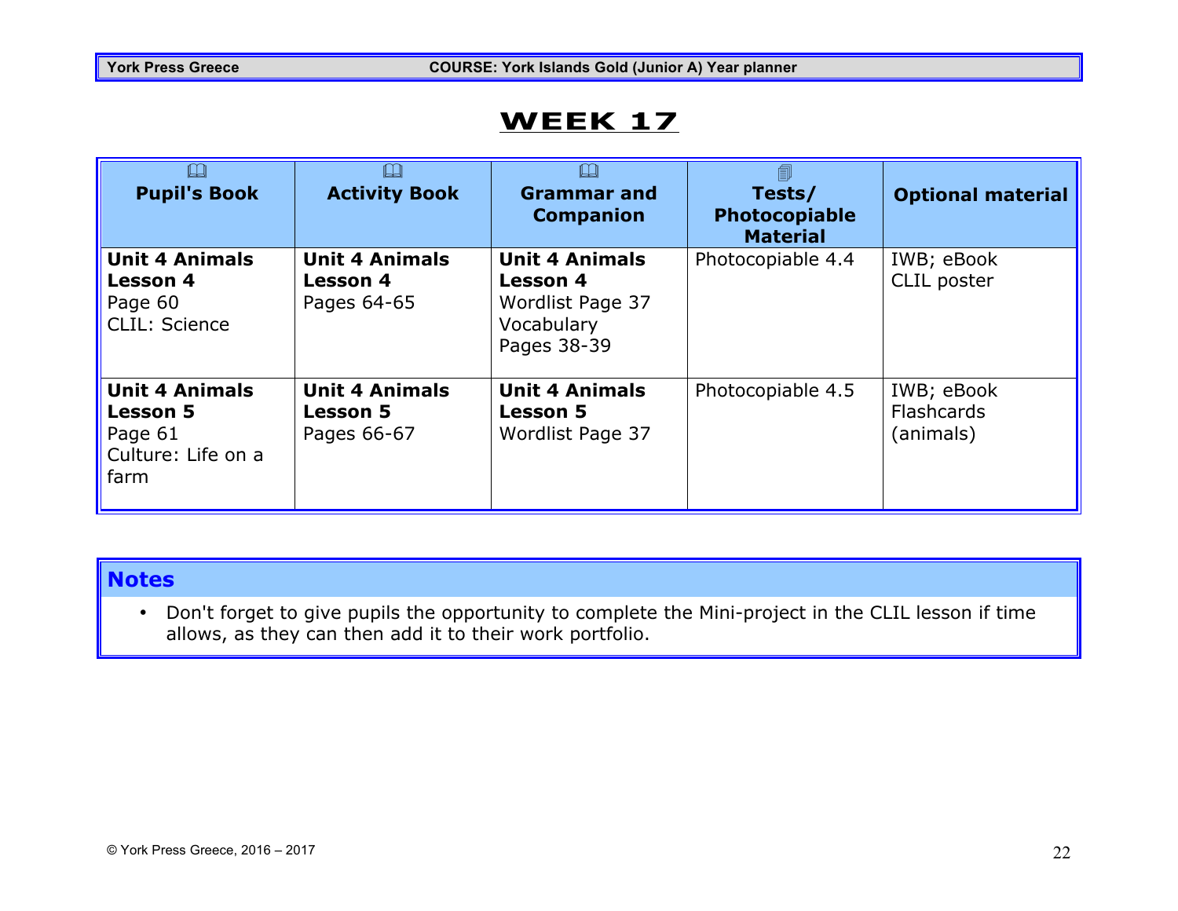# WEEK 17

| Pupil's Book | Activity Book | Grammar and Companion | Tests/ Photocopiable Material | Optional material |
|---|---|---|---|---|
| **Unit 4 Animals** **Lesson 4** Page 60 CLIL: Science | **Unit 4 Animals** **Lesson 4** Pages 64-65 | **Unit 4 Animals** **Lesson 4** Wordlist Page 37 Vocabulary Pages 38-39 | Photocopiable 4.4 | IWB; eBook CLIL poster |
| **Unit 4 Animals** **Lesson 5** Page 61 Culture: Life on a farm | **Unit 4 Animals** **Lesson 5** Pages 66-67 | **Unit 4 Animals** **Lesson 5** Wordlist Page 37 | Photocopiable 4.5 | IWB; eBook Flashcards (animals) |

## Notes

- Don't forget to give pupils the opportunity to complete the Mini-project in the CLIL lesson if time allows, as they can then add it to their work portfolio.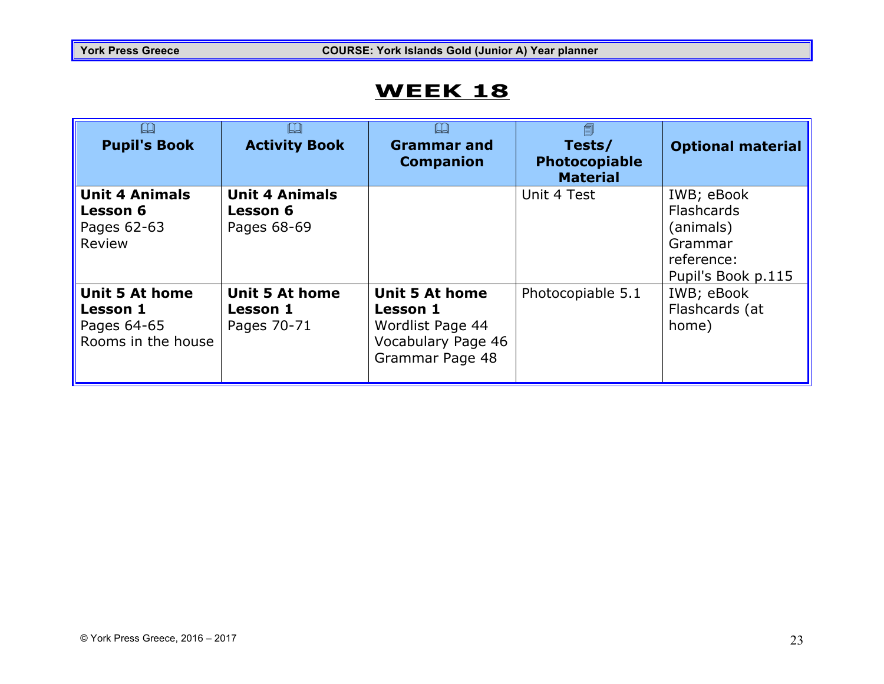# WEEK 18

| Pupil's Book | Activity Book | Grammar and Companion | Tests/ Photocopiable Material | Optional material |
|---|---|---|---|---|
| **Unit 4 Animals** **Lesson 6** Pages 62-63 Review | **Unit 4 Animals** **Lesson 6** Pages 68-69 | | Unit 4 Test | IWB; eBook Flashcards (animals) Grammar reference: Pupil's Book p.115 |
| **Unit 5 At home** **Lesson 1** Pages 64-65 Rooms in the house | **Unit 5 At home** **Lesson 1** Pages 70-71 | **Unit 5 At home** **Lesson 1** Wordlist Page 44 Vocabulary Page 46 Grammar Page 48 | Photocopiable 5.1 | IWB; eBook Flashcards (at home) |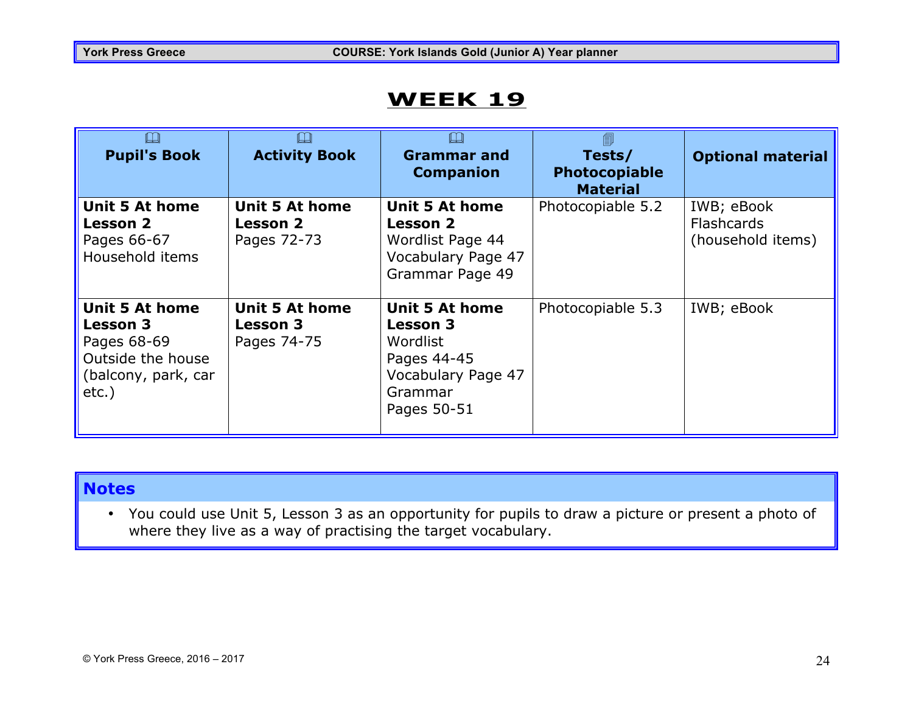# WEEK 19

| Pupil's Book | Activity Book | Grammar and Companion | Tests/ Photocopiable Material | Optional material |
|---|---|---|---|---|
| **Unit 5 At home** **Lesson 2** Pages 66-67 Household items | **Unit 5 At home** **Lesson 2** Pages 72-73 | **Unit 5 At home** **Lesson 2** Wordlist Page 44 Vocabulary Page 47 Grammar Page 49 | Photocopiable 5.2 | IWB; eBook Flashcards (household items) |
| **Unit 5 At home** **Lesson 3** Pages 68-69 Outside the house (balcony, park, car etc.) | **Unit 5 At home** **Lesson 3** Pages 74-75 | **Unit 5 At home** **Lesson 3** Wordlist Pages 44-45 Vocabulary Page 47 Grammar Pages 50-51 | Photocopiable 5.3 | IWB; eBook |

## Notes

- You could use Unit 5, Lesson 3 as an opportunity for pupils to draw a picture or present a photo of where they live as a way of practising the target vocabulary.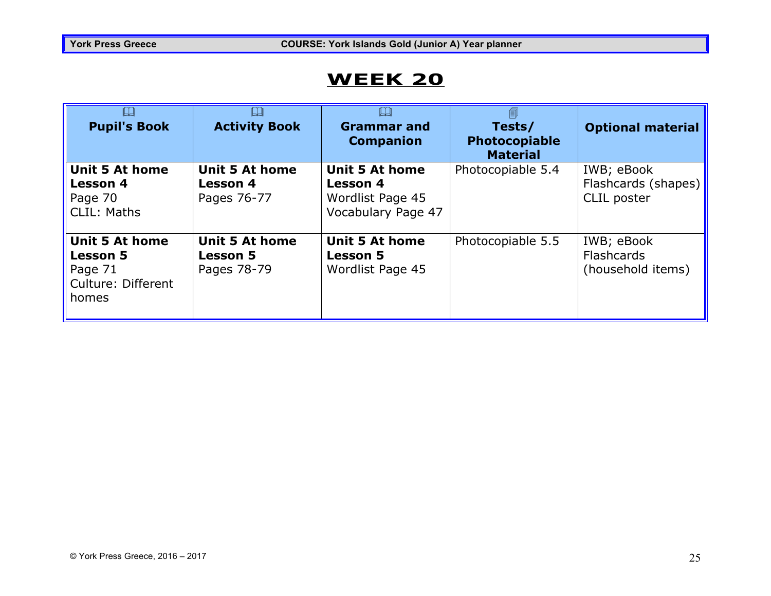# WEEK 20

| Pupil's Book | Activity Book | Grammar and Companion | Tests/ Photocopiable Material | Optional material |
|---|---|---|---|---|
| **Unit 5 At home**<br>**Lesson 4**<br>Page 70<br>CLIL: Maths | **Unit 5 At home**<br>**Lesson 4**<br>Pages 76-77 | **Unit 5 At home**<br>**Lesson 4**<br>Wordlist Page 45<br>Vocabulary Page 47 | Photocopiable 5.4 | IWB; eBook<br>Flashcards (shapes)<br>CLIL poster |
| **Unit 5 At home**<br>**Lesson 5**<br>Page 71<br>Culture: Different homes | **Unit 5 At home**<br>**Lesson 5**<br>Pages 78-79 | **Unit 5 At home**<br>**Lesson 5**<br>Wordlist Page 45 | Photocopiable 5.5 | IWB; eBook<br>Flashcards (household items) |

© York Press Greece, 2016 – 2017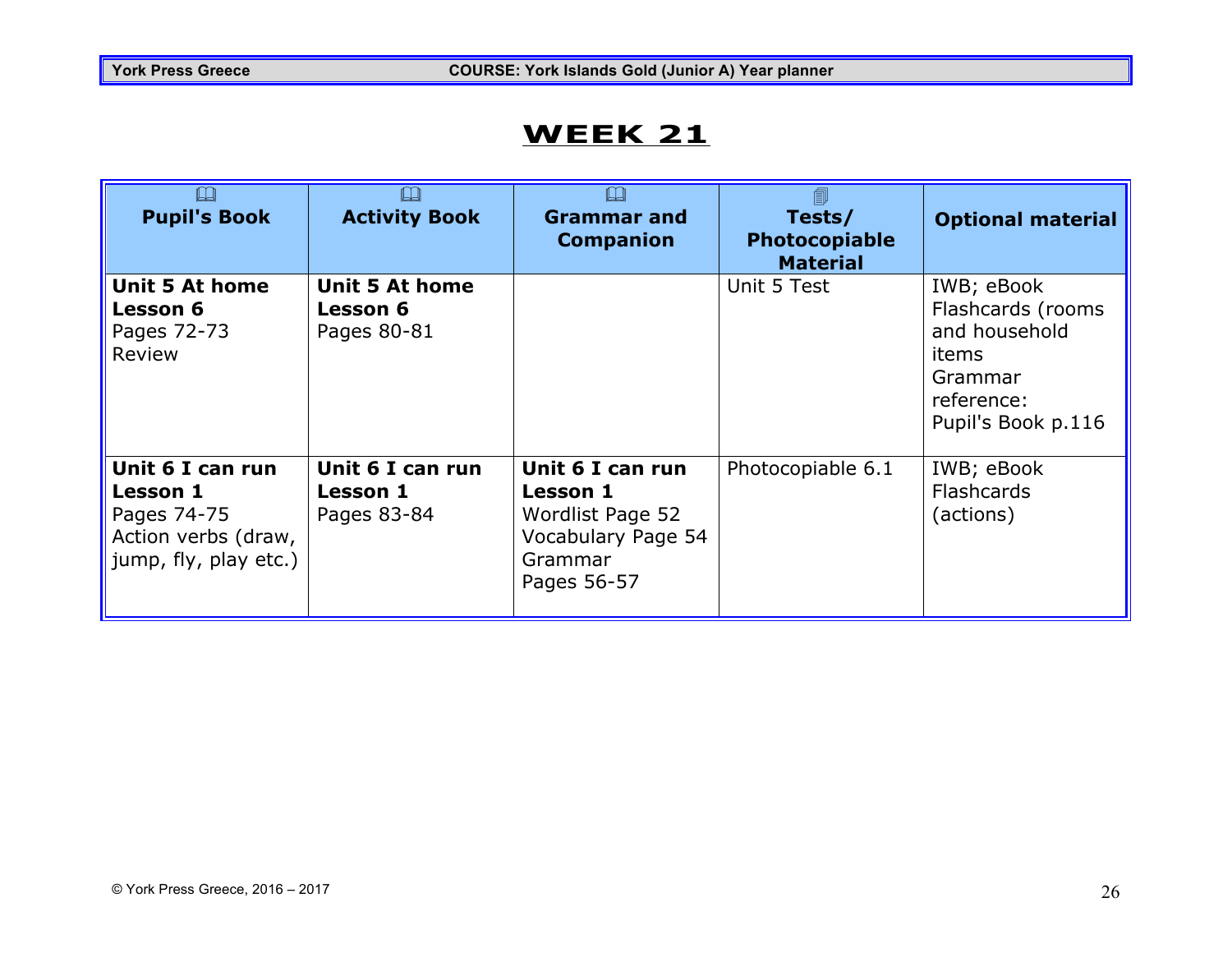# WEEK 21

| Pupil's Book | Activity Book | Grammar and Companion | Tests/ Photocopiable Material | Optional material |
|---|---|---|---|---|
| **Unit 5 At home** **Lesson 6** Pages 72-73 Review | **Unit 5 At home** **Lesson 6** Pages 80-81 | | Unit 5 Test | IWB; eBook Flashcards (rooms and household items Grammar reference: Pupil's Book p.116 |
| **Unit 6 I can run** **Lesson 1** Pages 74-75 Action verbs (draw, jump, fly, play etc.) | **Unit 6 I can run** **Lesson 1** Pages 83-84 | **Unit 6 I can run** **Lesson 1** Wordlist Page 52 Vocabulary Page 54 Grammar Pages 56-57 | Photocopiable 6.1 | IWB; eBook Flashcards (actions) |

© York Press Greece, 2016 – 2017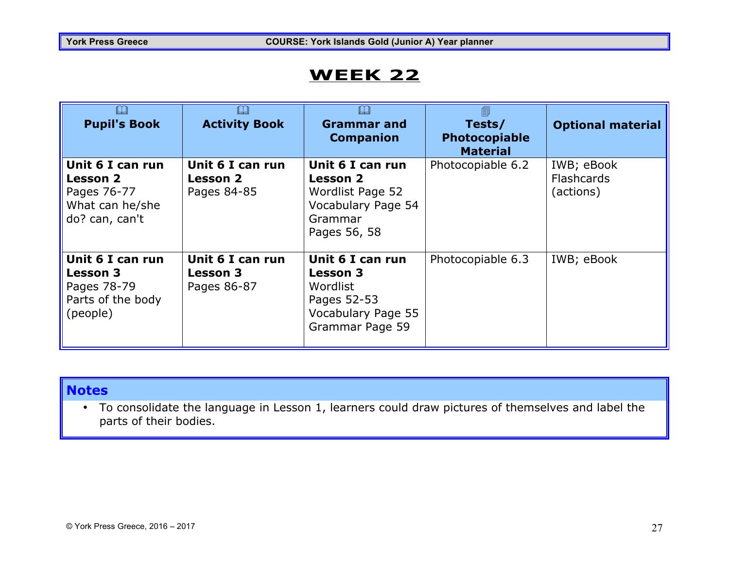# WEEK 22

| Pupil's Book | Activity Book | Grammar and Companion | Tests/ Photocopiable Material | Optional material |
|---|---|---|---|---|
| **Unit 6 I can run Lesson 2** Pages 76-77 What can he/she do? can, can't | **Unit 6 I can run Lesson 2** Pages 84-85 | **Unit 6 I can run Lesson 2** Wordlist Page 52 Vocabulary Page 54 Grammar Pages 56, 58 | Photocopiable 6.2 | IWB; eBook Flashcards (actions) |
| **Unit 6 I can run Lesson 3** Pages 78-79 Parts of the body (people) | **Unit 6 I can run Lesson 3** Pages 86-87 | **Unit 6 I can run Lesson 3** Wordlist Pages 52-53 Vocabulary Page 55 Grammar Page 59 | Photocopiable 6.3 | IWB; eBook |

## Notes

- To consolidate the language in Lesson 1, learners could draw pictures of themselves and label the parts of their bodies.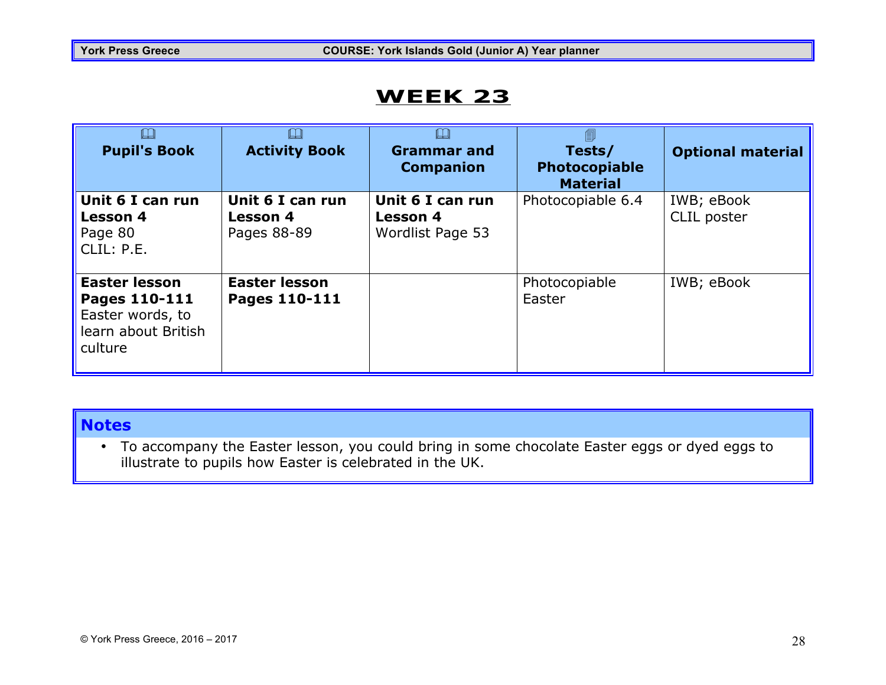# WEEK 23

| Pupil's Book | Activity Book | Grammar and Companion | Tests/ Photocopiable Material | Optional material |
|---|---|---|---|---|
| **Unit 6 I can run** **Lesson 4** Page 80 CLIL: P.E. | **Unit 6 I can run** **Lesson 4** Pages 88-89 | **Unit 6 I can run** **Lesson 4** Wordlist Page 53 | Photocopiable 6.4 | IWB; eBook CLIL poster |
| **Easter lesson** **Pages 110-111** Easter words, to learn about British culture | **Easter lesson** **Pages 110-111** | | Photocopiable Easter | IWB; eBook |

## Notes

- To accompany the Easter lesson, you could bring in some chocolate Easter eggs or dyed eggs to illustrate to pupils how Easter is celebrated in the UK.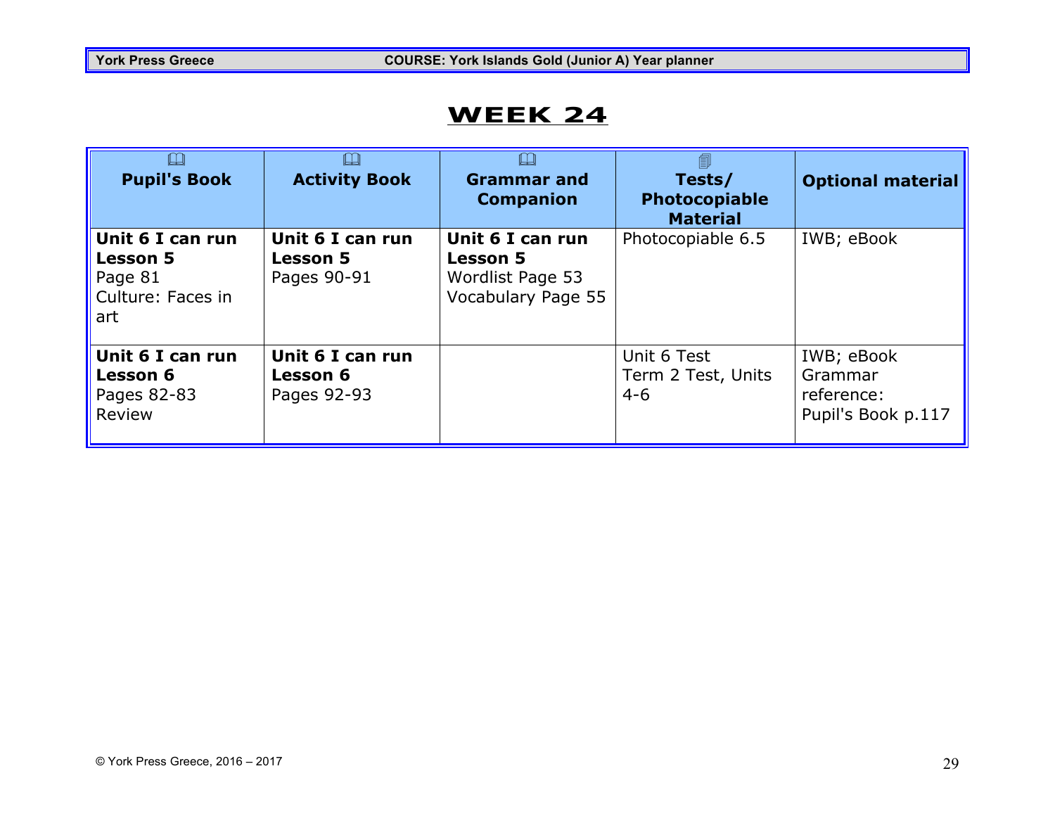# WEEK 24

| Pupil's Book | Activity Book | Grammar and Companion | Tests/ Photocopiable Material | Optional material |
|---|---|---|---|---|
| **Unit 6 I can run Lesson 5** Page 81 Culture: Faces in art | **Unit 6 I can run Lesson 5** Pages 90-91 | **Unit 6 I can run Lesson 5** Wordlist Page 53 Vocabulary Page 55 | Photocopiable 6.5 | IWB; eBook |
| **Unit 6 I can run Lesson 6** Pages 82-83 Review | **Unit 6 I can run Lesson 6** Pages 92-93 | | Unit 6 Test Term 2 Test, Units 4-6 | IWB; eBook Grammar reference: Pupil's Book p.117 |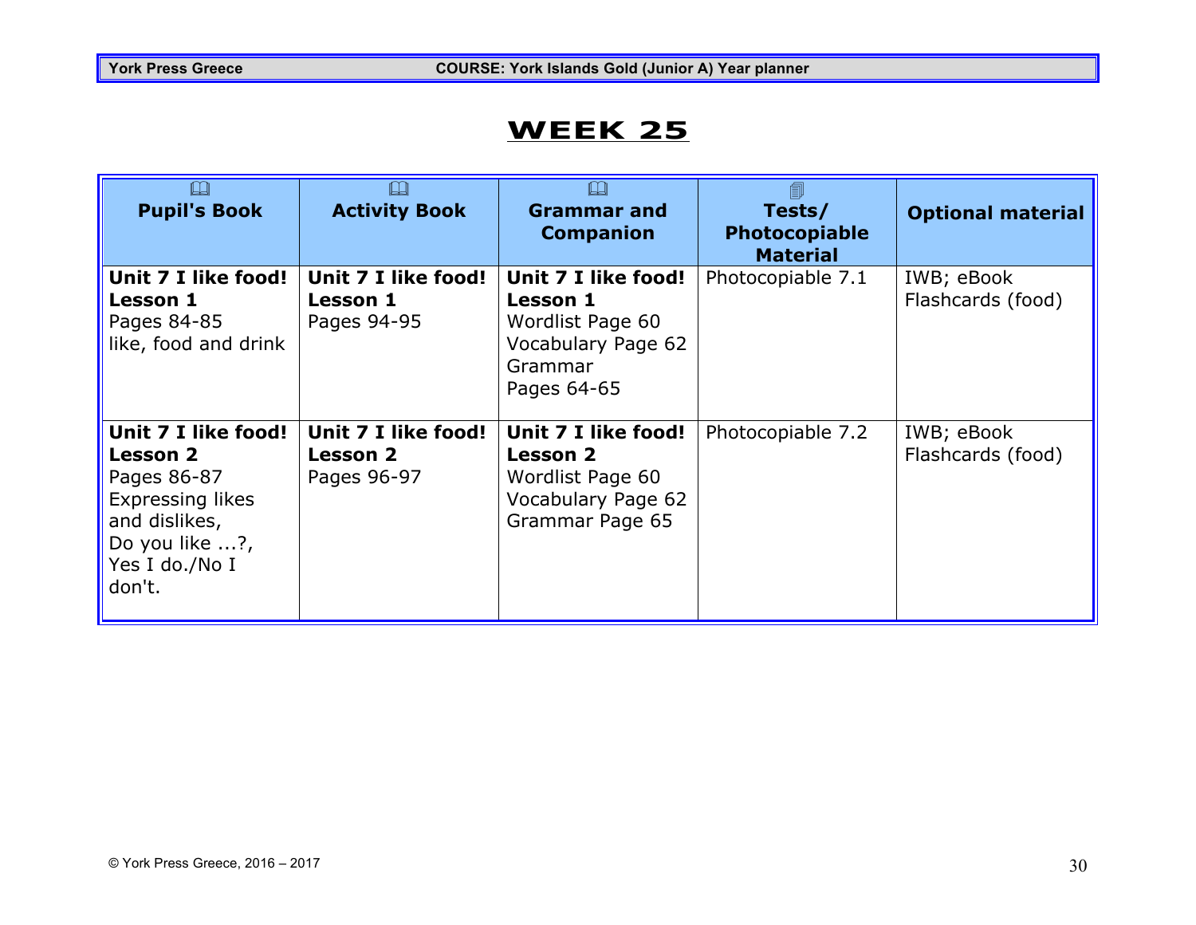# WEEK 25

| Pupil's Book | Activity Book | Grammar and Companion | Tests/ Photocopiable Material | Optional material |
|---|---|---|---|---|
| **Unit 7 I like food!** **Lesson 1** Pages 84-85 like, food and drink | **Unit 7 I like food!** **Lesson 1** Pages 94-95 | **Unit 7 I like food!** **Lesson 1** Wordlist Page 60 Vocabulary Page 62 Grammar Pages 64-65 | Photocopiable 7.1 | IWB; eBook Flashcards (food) |
| **Unit 7 I like food!** **Lesson 2** Pages 86-87 Expressing likes and dislikes, Do you like ...?, Yes I do./No I don't. | **Unit 7 I like food!** **Lesson 2** Pages 96-97 | **Unit 7 I like food!** **Lesson 2** Wordlist Page 60 Vocabulary Page 62 Grammar Page 65 | Photocopiable 7.2 | IWB; eBook Flashcards (food) |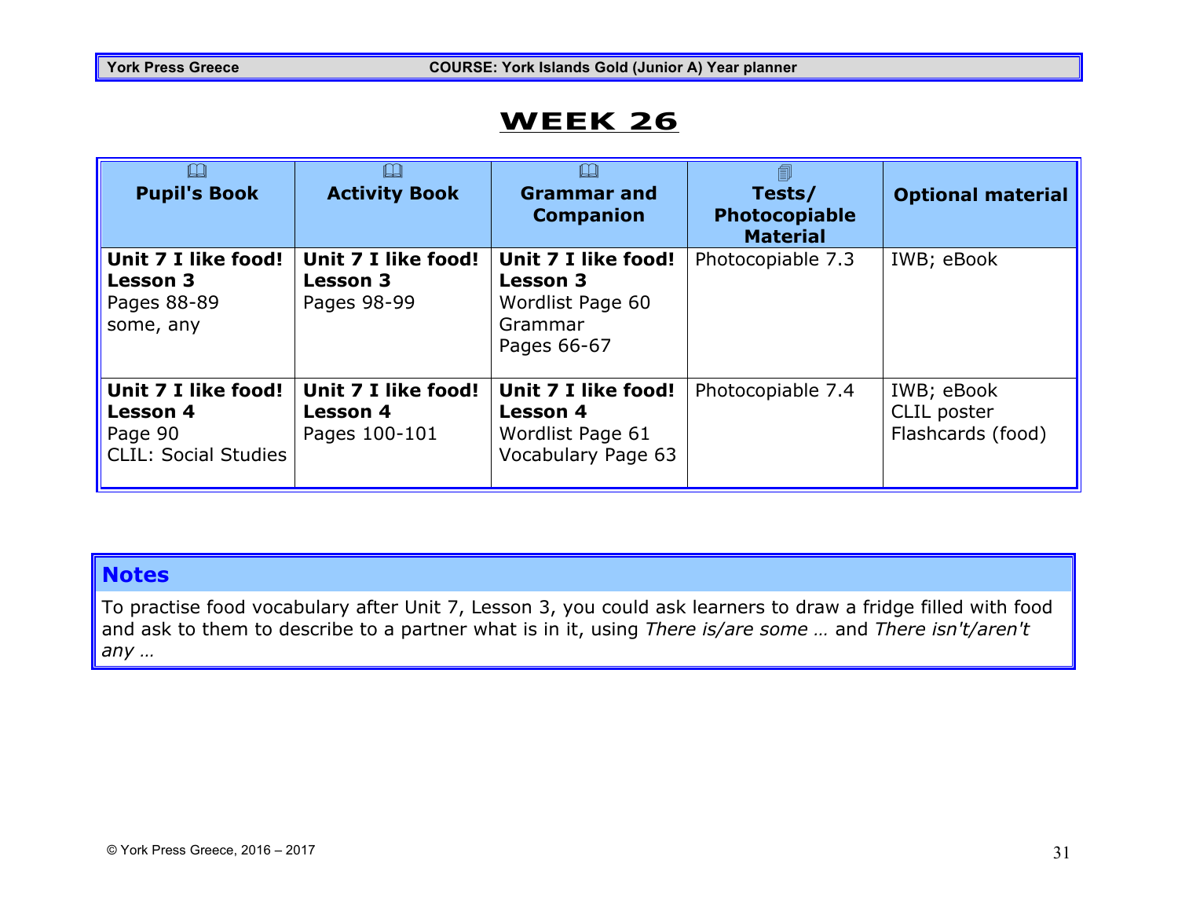# WEEK 26

| Pupil's Book | Activity Book | Grammar and Companion | Tests/ Photocopiable Material | Optional material |
|---|---|---|---|---|
| **Unit 7 I like food! Lesson 3** Pages 88-89 some, any | **Unit 7 I like food! Lesson 3** Pages 98-99 | **Unit 7 I like food! Lesson 3** Wordlist Page 60 Grammar Pages 66-67 | Photocopiable 7.3 | IWB; eBook |
| **Unit 7 I like food! Lesson 4** Page 90 CLIL: Social Studies | **Unit 7 I like food! Lesson 4** Pages 100-101 | **Unit 7 I like food! Lesson 4** Wordlist Page 61 Vocabulary Page 63 | Photocopiable 7.4 | IWB; eBook CLIL poster Flashcards (food) |

## Notes

To practise food vocabulary after Unit 7, Lesson 3, you could ask learners to draw a fridge filled with food and ask to them to describe to a partner what is in it, using *There is/are some …* and *There isn't/aren't any …*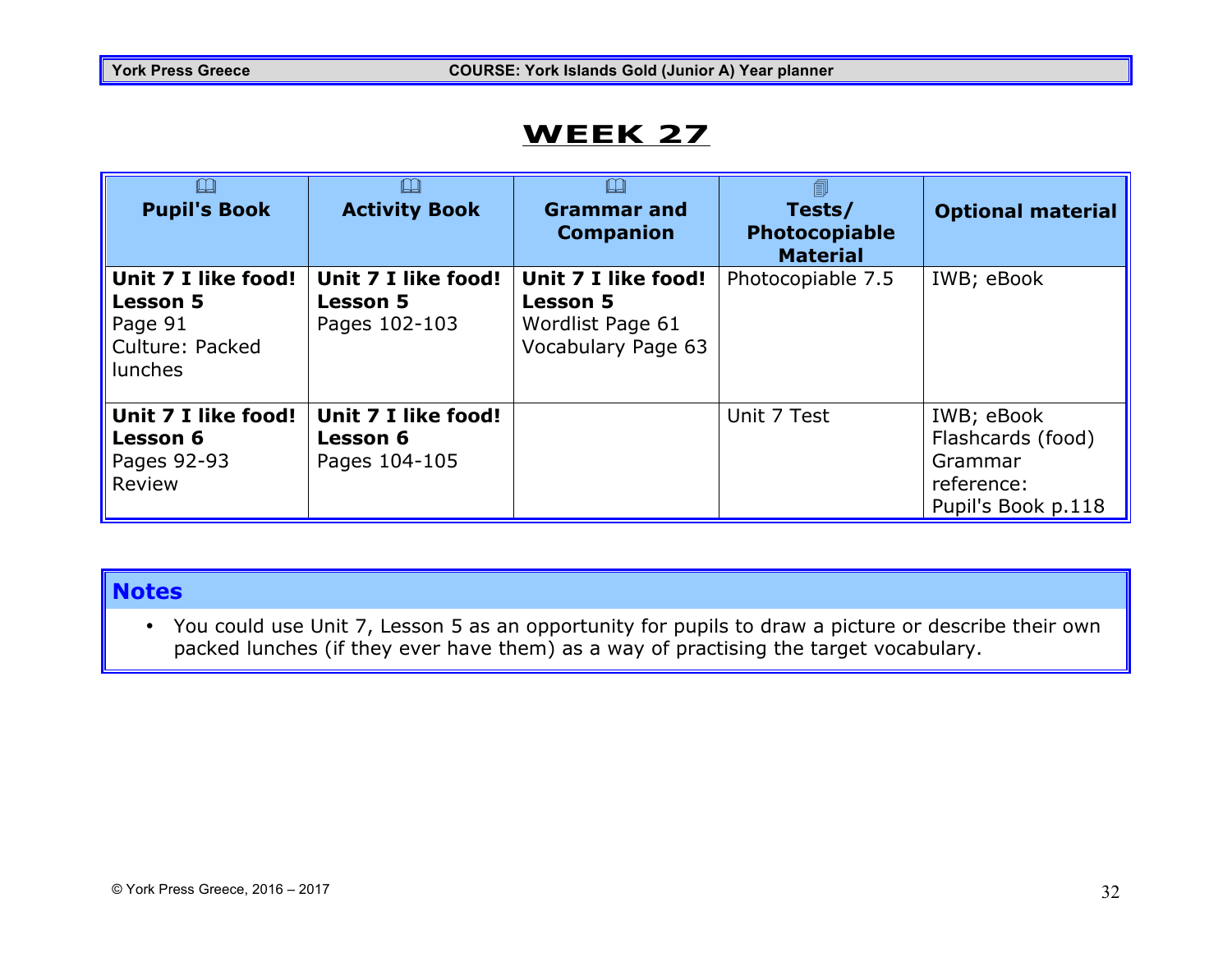# WEEK 27

| Pupil's Book | Activity Book | Grammar and Companion | Tests/ Photocopiable Material | Optional material |
|---|---|---|---|---|
| **Unit 7 I like food! Lesson 5** Page 91 Culture: Packed lunches | **Unit 7 I like food! Lesson 5** Pages 102-103 | **Unit 7 I like food! Lesson 5** Wordlist Page 61 Vocabulary Page 63 | Photocopiable 7.5 | IWB; eBook |
| **Unit 7 I like food! Lesson 6** Pages 92-93 Review | **Unit 7 I like food! Lesson 6** Pages 104-105 | | Unit 7 Test | IWB; eBook Flashcards (food) Grammar reference: Pupil's Book p.118 |

## Notes

- You could use Unit 7, Lesson 5 as an opportunity for pupils to draw a picture or describe their own packed lunches (if they ever have them) as a way of practising the target vocabulary.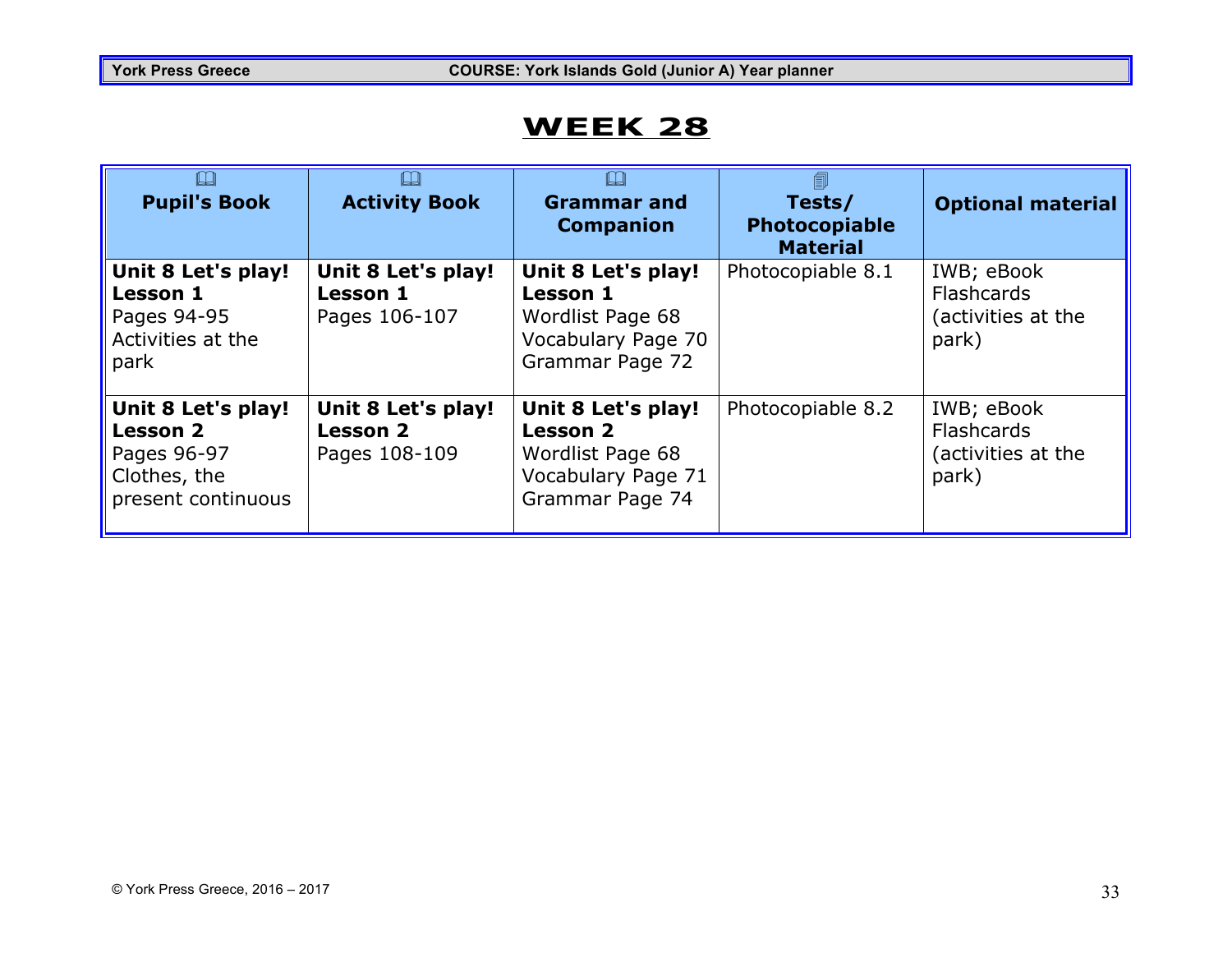# WEEK 28

| Pupil's Book | Activity Book | Grammar and Companion | Tests/ Photocopiable Material | Optional material |
|---|---|---|---|---|
| **Unit 8 Let's play! Lesson 1** Pages 94-95 Activities at the park | **Unit 8 Let's play! Lesson 1** Pages 106-107 | **Unit 8 Let's play! Lesson 1** Wordlist Page 68 Vocabulary Page 70 Grammar Page 72 | Photocopiable 8.1 | IWB; eBook Flashcards (activities at the park) |
| **Unit 8 Let's play! Lesson 2** Pages 96-97 Clothes, the present continuous | **Unit 8 Let's play! Lesson 2** Pages 108-109 | **Unit 8 Let's play! Lesson 2** Wordlist Page 68 Vocabulary Page 71 Grammar Page 74 | Photocopiable 8.2 | IWB; eBook Flashcards (activities at the park) |

© York Press Greece, 2016 – 2017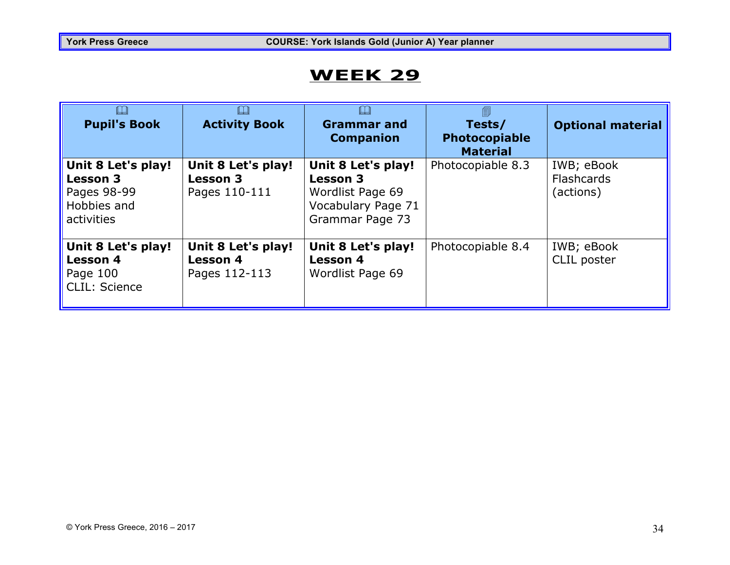# WEEK 29

| Pupil's Book | Activity Book | Grammar and Companion | Tests/ Photocopiable Material | Optional material |
|---|---|---|---|---|
| **Unit 8 Let's play! Lesson 3**<br>Pages 98-99<br>Hobbies and activities | **Unit 8 Let's play! Lesson 3**<br>Pages 110-111 | **Unit 8 Let's play! Lesson 3**<br>Wordlist Page 69<br>Vocabulary Page 71<br>Grammar Page 73 | Photocopiable 8.3 | IWB; eBook<br>Flashcards (actions) |
| **Unit 8 Let's play! Lesson 4**<br>Page 100<br>CLIL: Science | **Unit 8 Let's play! Lesson 4**<br>Pages 112-113 | **Unit 8 Let's play! Lesson 4**<br>Wordlist Page 69 | Photocopiable 8.4 | IWB; eBook<br>CLIL poster |

© York Press Greece, 2016 – 2017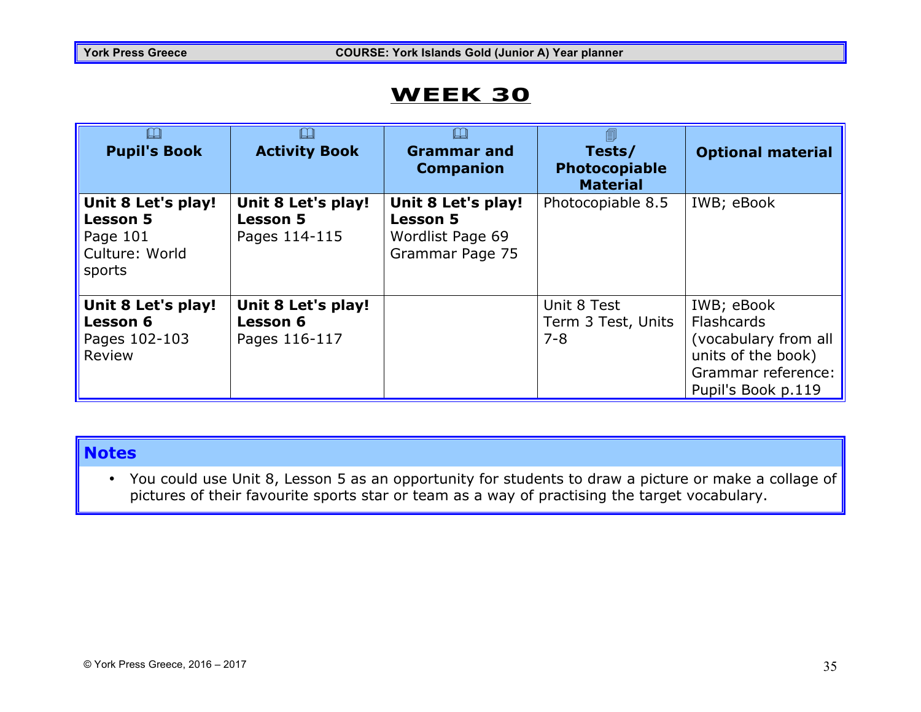# WEEK 30

| Pupil's Book | Activity Book | Grammar and Companion | Tests/ Photocopiable Material | Optional material |
|---|---|---|---|---|
| **Unit 8 Let's play! Lesson 5** Page 101 Culture: World sports | **Unit 8 Let's play! Lesson 5** Pages 114-115 | **Unit 8 Let's play! Lesson 5** Wordlist Page 69 Grammar Page 75 | Photocopiable 8.5 | IWB; eBook |
| **Unit 8 Let's play! Lesson 6** Pages 102-103 Review | **Unit 8 Let's play! Lesson 6** Pages 116-117 | | Unit 8 Test Term 3 Test, Units 7-8 | IWB; eBook Flashcards (vocabulary from all units of the book) Grammar reference: Pupil's Book p.119 |

## Notes

- You could use Unit 8, Lesson 5 as an opportunity for students to draw a picture or make a collage of pictures of their favourite sports star or team as a way of practising the target vocabulary.

© York Press Greece, 2016 – 2017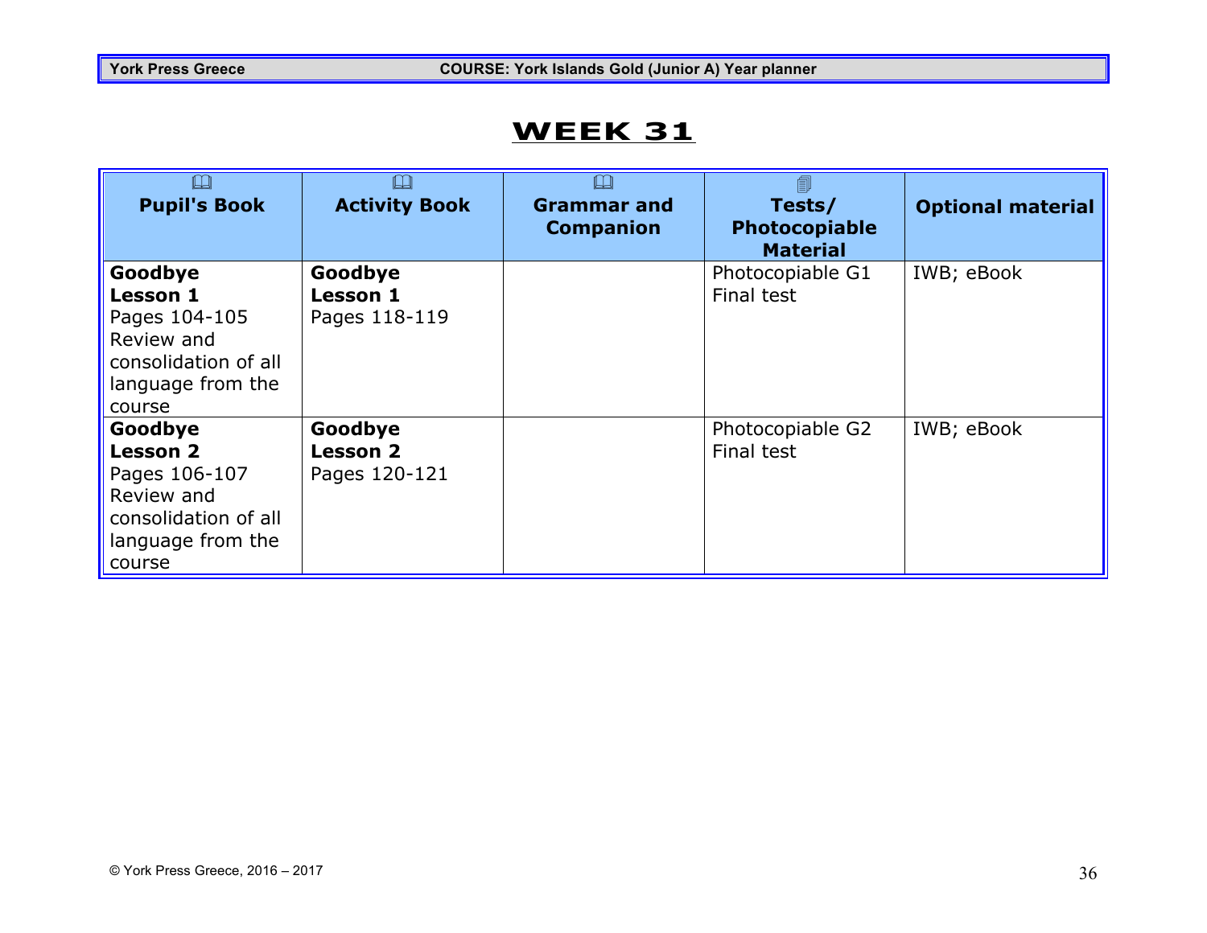# WEEK 31

| Pupil's Book | Activity Book | Grammar and Companion | Tests/ Photocopiable Material | Optional material |
| --- | --- | --- | --- | --- |
| **Goodbye Lesson 1** Pages 104-105 Review and consolidation of all language from the course | **Goodbye Lesson 1** Pages 118-119 | | Photocopiable G1 Final test | IWB; eBook |
| **Goodbye Lesson 2** Pages 106-107 Review and consolidation of all language from the course | **Goodbye Lesson 2** Pages 120-121 | | Photocopiable G2 Final test | IWB; eBook |

© York Press Greece, 2016 – 2017